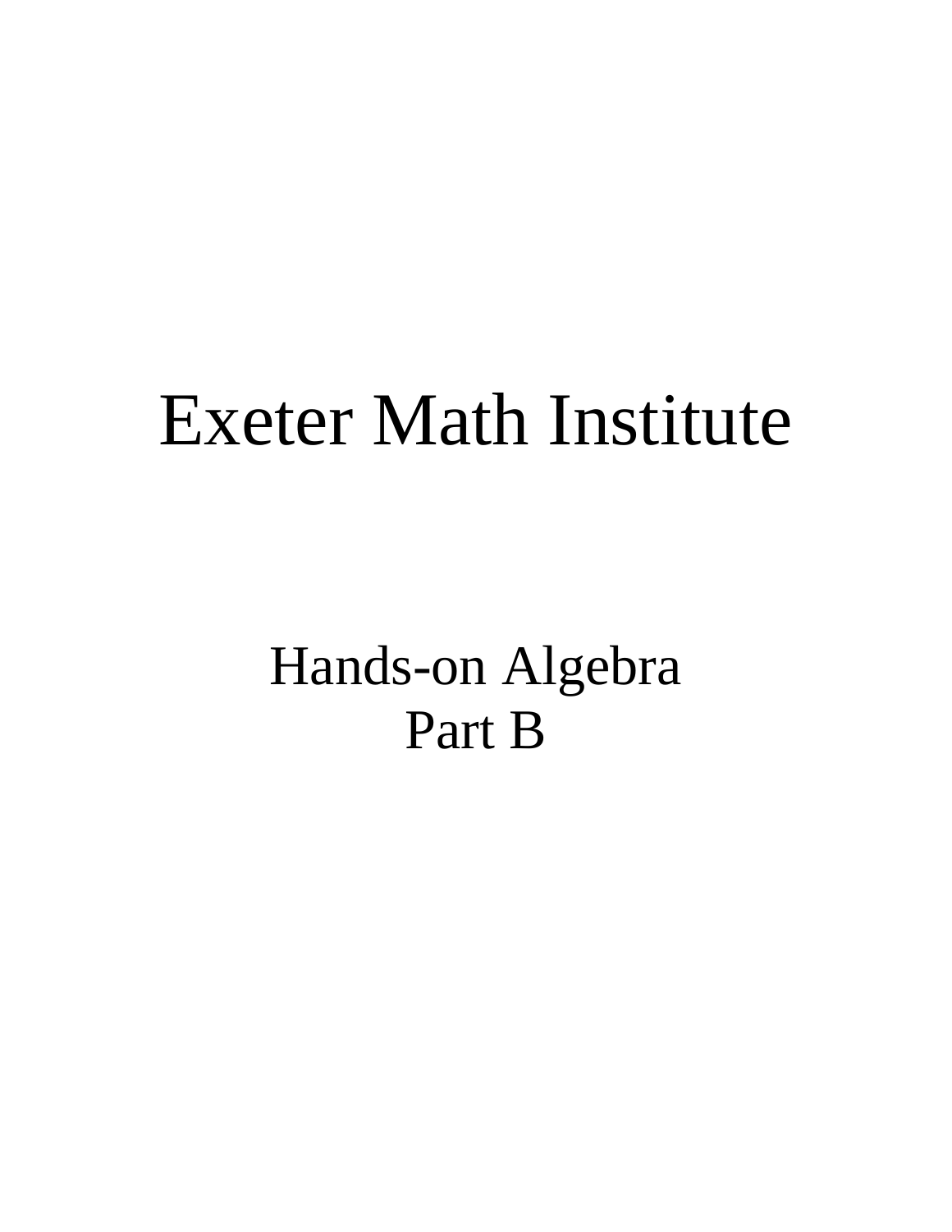# Exeter Math Institute

## Hands-on Algebra
## Part B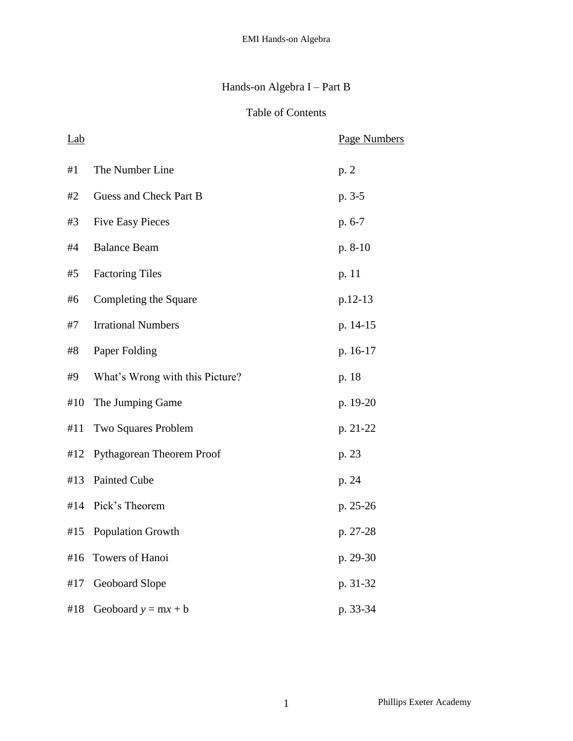# Hands-on Algebra I – Part B

## Table of Contents

| Lab | | Page Numbers |
|---|---|---|
| #1 | The Number Line | p. 2 |
| #2 | Guess and Check Part B | p. 3-5 |
| #3 | Five Easy Pieces | p. 6-7 |
| #4 | Balance Beam | p. 8-10 |
| #5 | Factoring Tiles | p. 11 |
| #6 | Completing the Square | p.12-13 |
| #7 | Irrational Numbers | p. 14-15 |
| #8 | Paper Folding | p. 16-17 |
| #9 | What's Wrong with this Picture? | p. 18 |
| #10 | The Jumping Game | p. 19-20 |
| #11 | Two Squares Problem | p. 21-22 |
| #12 | Pythagorean Theorem Proof | p. 23 |
| #13 | Painted Cube | p. 24 |
| #14 | Pick's Theorem | p. 25-26 |
| #15 | Population Growth | p. 27-28 |
| #16 | Towers of Hanoi | p. 29-30 |
| #17 | Geoboard Slope | p. 31-32 |
| #18 | Geoboard $y = mx + b$ | p. 33-34 |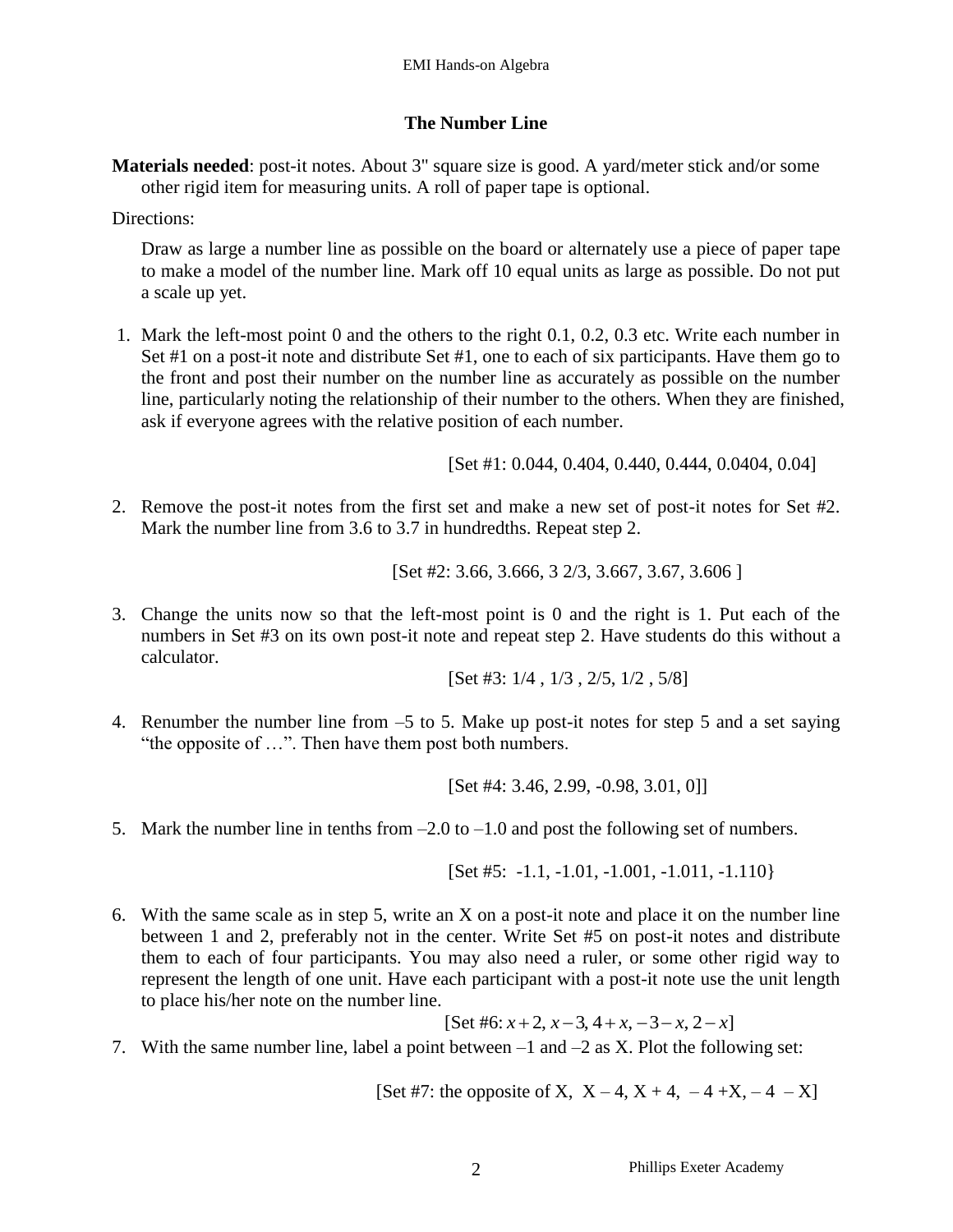## The Number Line

**Materials needed**: post-it notes. About 3" square size is good. A yard/meter stick and/or some other rigid item for measuring units. A roll of paper tape is optional.

Directions:

Draw as large a number line as possible on the board or alternately use a piece of paper tape to make a model of the number line. Mark off 10 equal units as large as possible. Do not put a scale up yet.

1. Mark the left-most point 0 and the others to the right 0.1, 0.2, 0.3 etc. Write each number in Set #1 on a post-it note and distribute Set #1, one to each of six participants. Have them go to the front and post their number on the number line as accurately as possible on the number line, particularly noting the relationship of their number to the others. When they are finished, ask if everyone agrees with the relative position of each number.

   [Set #1: 0.044, 0.404, 0.440, 0.444, 0.0404, 0.04]

2. Remove the post-it notes from the first set and make a new set of post-it notes for Set #2. Mark the number line from 3.6 to 3.7 in hundredths. Repeat step 2.

   [Set #2: 3.66, 3.666, 3 2/3, 3.667, 3.67, 3.606 ]

3. Change the units now so that the left-most point is 0 and the right is 1. Put each of the numbers in Set #3 on its own post-it note and repeat step 2. Have students do this without a calculator.

   [Set #3: 1/4 , 1/3 , 2/5, 1/2 , 5/8]

4. Renumber the number line from –5 to 5. Make up post-it notes for step 5 and a set saying "the opposite of …". Then have them post both numbers.

   [Set #4: 3.46, 2.99, -0.98, 3.01, 0]]

5. Mark the number line in tenths from –2.0 to –1.0 and post the following set of numbers.

   [Set #5: -1.1, -1.01, -1.001, -1.011, -1.110}

6. With the same scale as in step 5, write an X on a post-it note and place it on the number line between 1 and 2, preferably not in the center. Write Set #5 on post-it notes and distribute them to each of four participants. You may also need a ruler, or some other rigid way to represent the length of one unit. Have each participant with a post-it note use the unit length to place his/her note on the number line.

   [Set #6: $x+2$, $x-3$, $4+x$, $-3-x$, $2-x$]

7. With the same number line, label a point between –1 and –2 as X. Plot the following set:

   [Set #7: the opposite of X, X – 4, X + 4, – 4 +X, – 4 – X]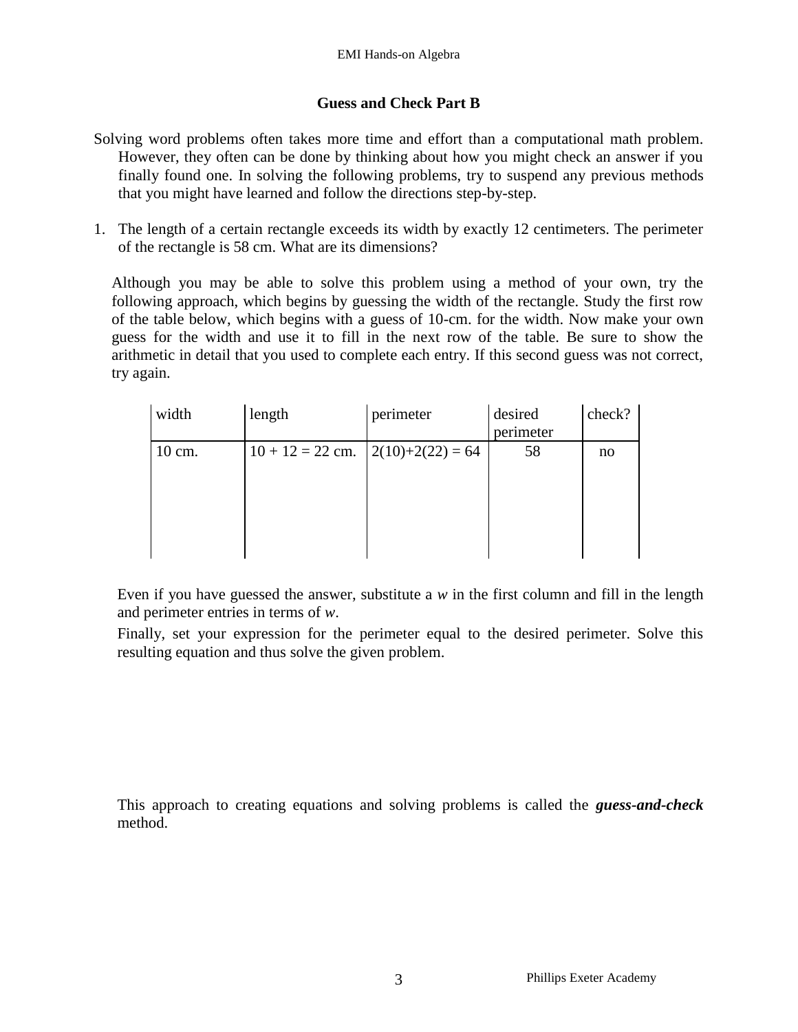## Guess and Check Part B

Solving word problems often takes more time and effort than a computational math problem. However, they often can be done by thinking about how you might check an answer if you finally found one. In solving the following problems, try to suspend any previous methods that you might have learned and follow the directions step-by-step.

1. The length of a certain rectangle exceeds its width by exactly 12 centimeters. The perimeter of the rectangle is 58 cm. What are its dimensions?

   Although you may be able to solve this problem using a method of your own, try the following approach, which begins by guessing the width of the rectangle. Study the first row of the table below, which begins with a guess of 10-cm. for the width. Now make your own guess for the width and use it to fill in the next row of the table. Be sure to show the arithmetic in detail that you used to complete each entry. If this second guess was not correct, try again.

   | width | length | perimeter | desired perimeter | check? |
   |---|---|---|---|---|
   | 10 cm. | 10 + 12 = 22 cm. | 2(10)+2(22) = 64 | 58 | no |
   | | | | | |
   | | | | | |

   Even if you have guessed the answer, substitute a $w$ in the first column and fill in the length and perimeter entries in terms of $w$.

   Finally, set your expression for the perimeter equal to the desired perimeter. Solve this resulting equation and thus solve the given problem.

   This approach to creating equations and solving problems is called the ***guess-and-check*** method.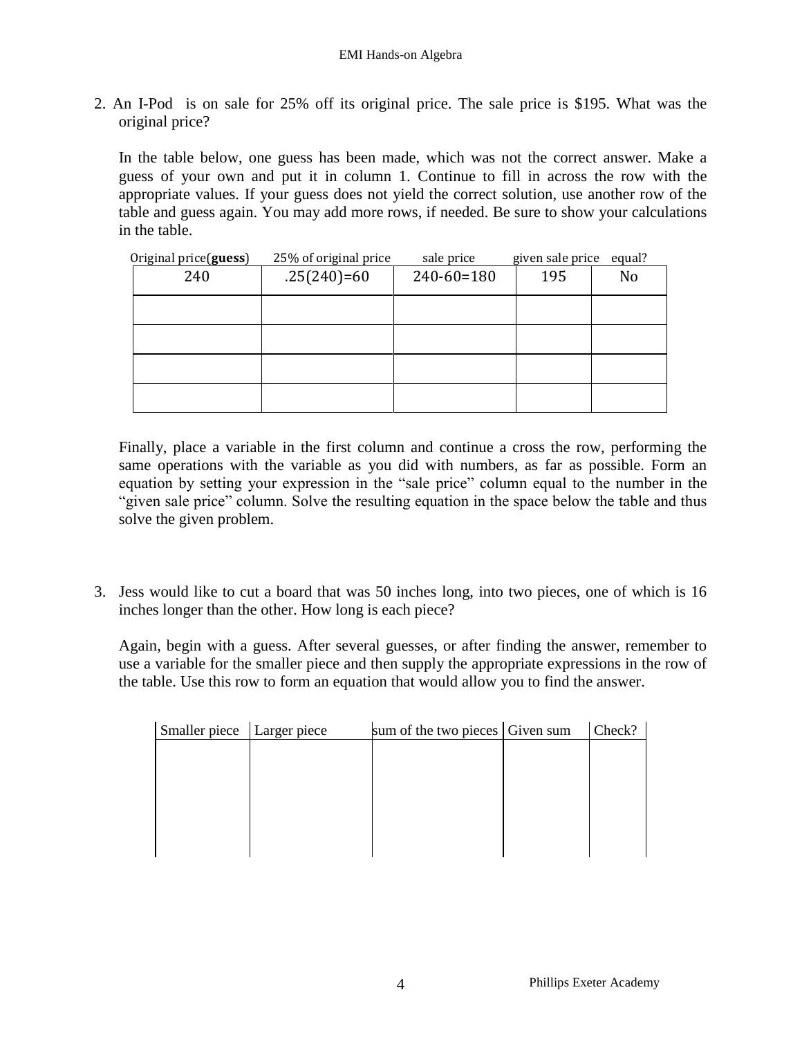2. An I-Pod is on sale for 25% off its original price. The sale price is \$195. What was the original price?

   In the table below, one guess has been made, which was not the correct answer. Make a guess of your own and put it in column 1. Continue to fill in across the row with the appropriate values. If your guess does not yield the correct solution, use another row of the table and guess again. You may add more rows, if needed. Be sure to show your calculations in the table.

| Original price(**guess**) | 25% of original price | sale price | given sale price | equal? |
|---|---|---|---|---|
| 240 | .25(240)=60 | 240-60=180 | 195 | No |
| | | | | |
| | | | | |
| | | | | |
| | | | | |

   Finally, place a variable in the first column and continue a cross the row, performing the same operations with the variable as you did with numbers, as far as possible. Form an equation by setting your expression in the "sale price" column equal to the number in the "given sale price" column. Solve the resulting equation in the space below the table and thus solve the given problem.

3. Jess would like to cut a board that was 50 inches long, into two pieces, one of which is 16 inches longer than the other. How long is each piece?

   Again, begin with a guess. After several guesses, or after finding the answer, remember to use a variable for the smaller piece and then supply the appropriate expressions in the row of the table. Use this row to form an equation that would allow you to find the answer.

| Smaller piece | Larger piece | sum of the two pieces | Given sum | Check? |
|---|---|---|---|---|
| | | | | |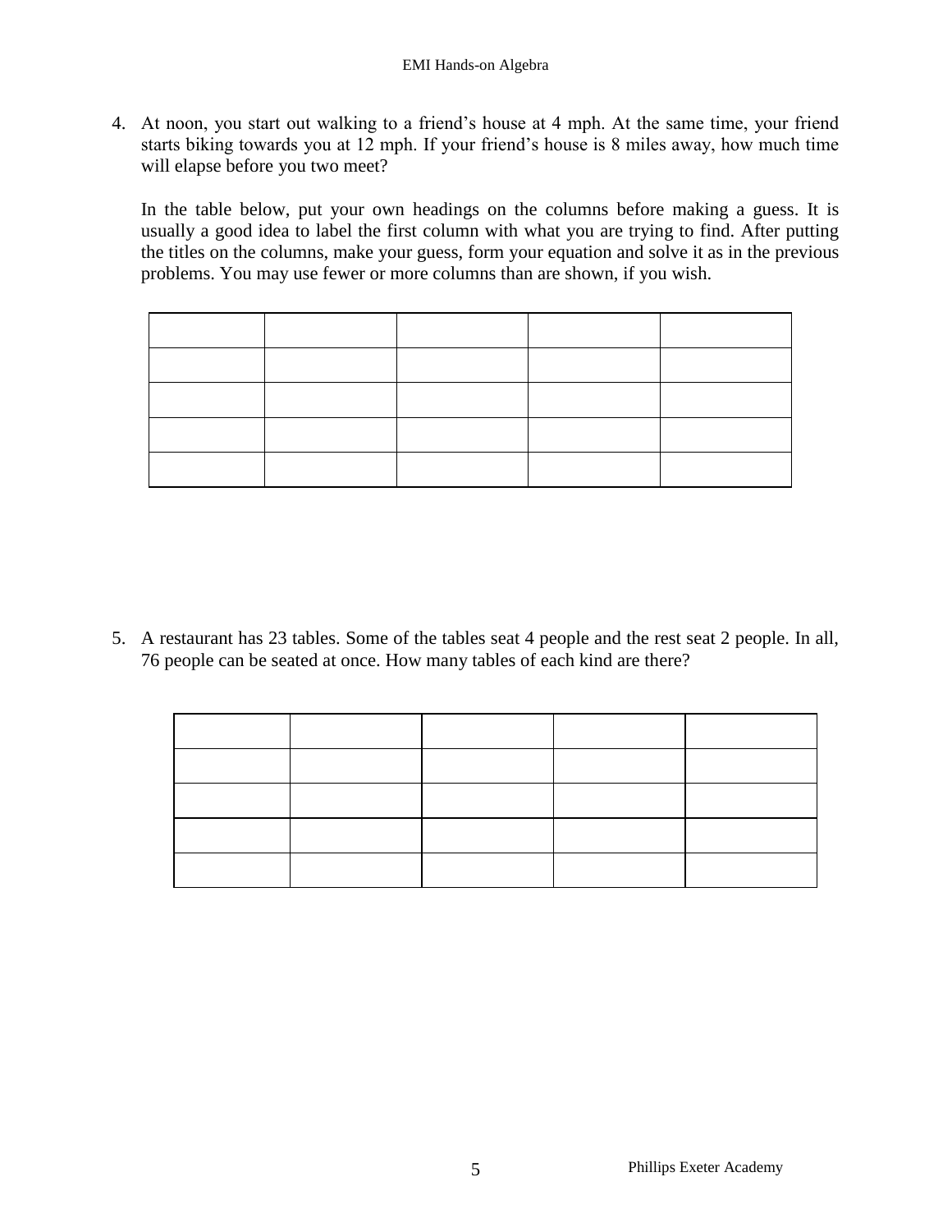4. At noon, you start out walking to a friend's house at 4 mph. At the same time, your friend starts biking towards you at 12 mph. If your friend's house is 8 miles away, how much time will elapse before you two meet?

   In the table below, put your own headings on the columns before making a guess. It is usually a good idea to label the first column with what you are trying to find. After putting the titles on the columns, make your guess, form your equation and solve it as in the previous problems. You may use fewer or more columns than are shown, if you wish.

| | | | | |
|---|---|---|---|---|
| | | | | |
| | | | | |
| | | | | |
| | | | | |

5. A restaurant has 23 tables. Some of the tables seat 4 people and the rest seat 2 people. In all, 76 people can be seated at once. How many tables of each kind are there?

| | | | | |
|---|---|---|---|---|
| | | | | |
| | | | | |
| | | | | |
| | | | | |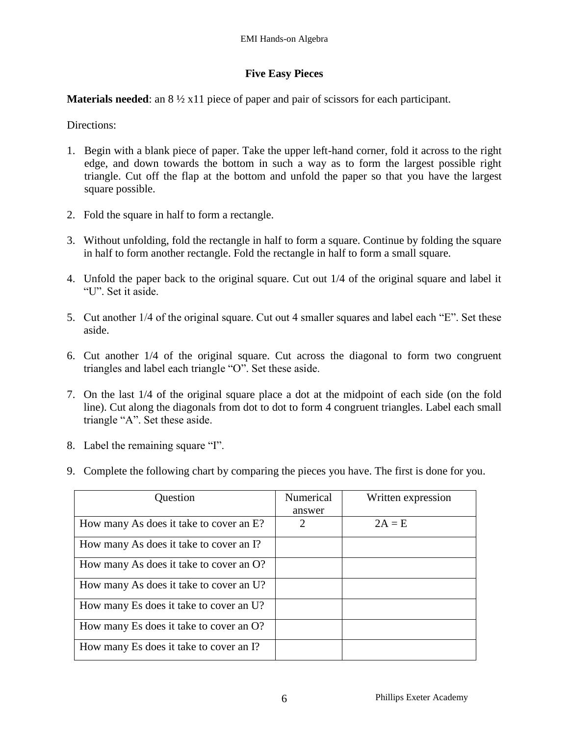## Five Easy Pieces

**Materials needed**: an 8 ½ x11 piece of paper and pair of scissors for each participant.

Directions:

1. Begin with a blank piece of paper. Take the upper left-hand corner, fold it across to the right edge, and down towards the bottom in such a way as to form the largest possible right triangle. Cut off the flap at the bottom and unfold the paper so that you have the largest square possible.
2. Fold the square in half to form a rectangle.
3. Without unfolding, fold the rectangle in half to form a square. Continue by folding the square in half to form another rectangle. Fold the rectangle in half to form a small square.
4. Unfold the paper back to the original square. Cut out 1/4 of the original square and label it "U". Set it aside.
5. Cut another 1/4 of the original square. Cut out 4 smaller squares and label each "E". Set these aside.
6. Cut another 1/4 of the original square. Cut across the diagonal to form two congruent triangles and label each triangle "O". Set these aside.
7. On the last 1/4 of the original square place a dot at the midpoint of each side (on the fold line). Cut along the diagonals from dot to dot to form 4 congruent triangles. Label each small triangle "A". Set these aside.
8. Label the remaining square "I".
9. Complete the following chart by comparing the pieces you have. The first is done for you.

| Question | Numerical answer | Written expression |
|---|---|---|
| How many As does it take to cover an E? | 2 | 2A = E |
| How many As does it take to cover an I? | | |
| How many As does it take to cover an O? | | |
| How many As does it take to cover an U? | | |
| How many Es does it take to cover an U? | | |
| How many Es does it take to cover an O? | | |
| How many Es does it take to cover an I? | | |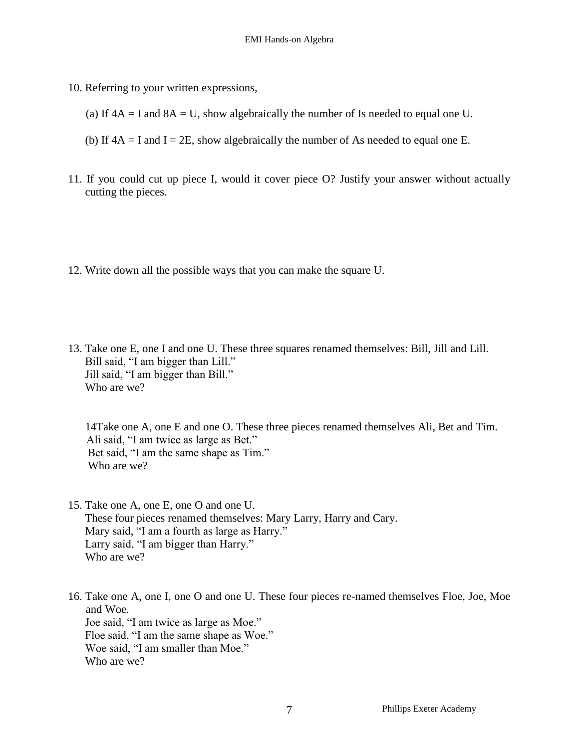10. Referring to your written expressions,

    (a) If $4A = I$ and $8A = U$, show algebraically the number of Is needed to equal one U.

    (b) If $4A = I$ and $I = 2E$, show algebraically the number of As needed to equal one E.

11. If you could cut up piece I, would it cover piece O? Justify your answer without actually cutting the pieces.

12. Write down all the possible ways that you can make the square U.

13. Take one E, one I and one U. These three squares renamed themselves: Bill, Jill and Lill.
    Bill said, "I am bigger than Lill."
    Jill said, "I am bigger than Bill."
    Who are we?

14Take one A, one E and one O. These three pieces renamed themselves Ali, Bet and Tim.
Ali said, "I am twice as large as Bet."
Bet said, "I am the same shape as Tim."
Who are we?

15. Take one A, one E, one O and one U.
    These four pieces renamed themselves: Mary Larry, Harry and Cary.
    Mary said, "I am a fourth as large as Harry."
    Larry said, "I am bigger than Harry."
    Who are we?

16. Take one A, one I, one O and one U. These four pieces re-named themselves Floe, Joe, Moe and Woe.
    Joe said, "I am twice as large as Moe."
    Floe said, "I am the same shape as Woe."
    Woe said, "I am smaller than Moe."
    Who are we?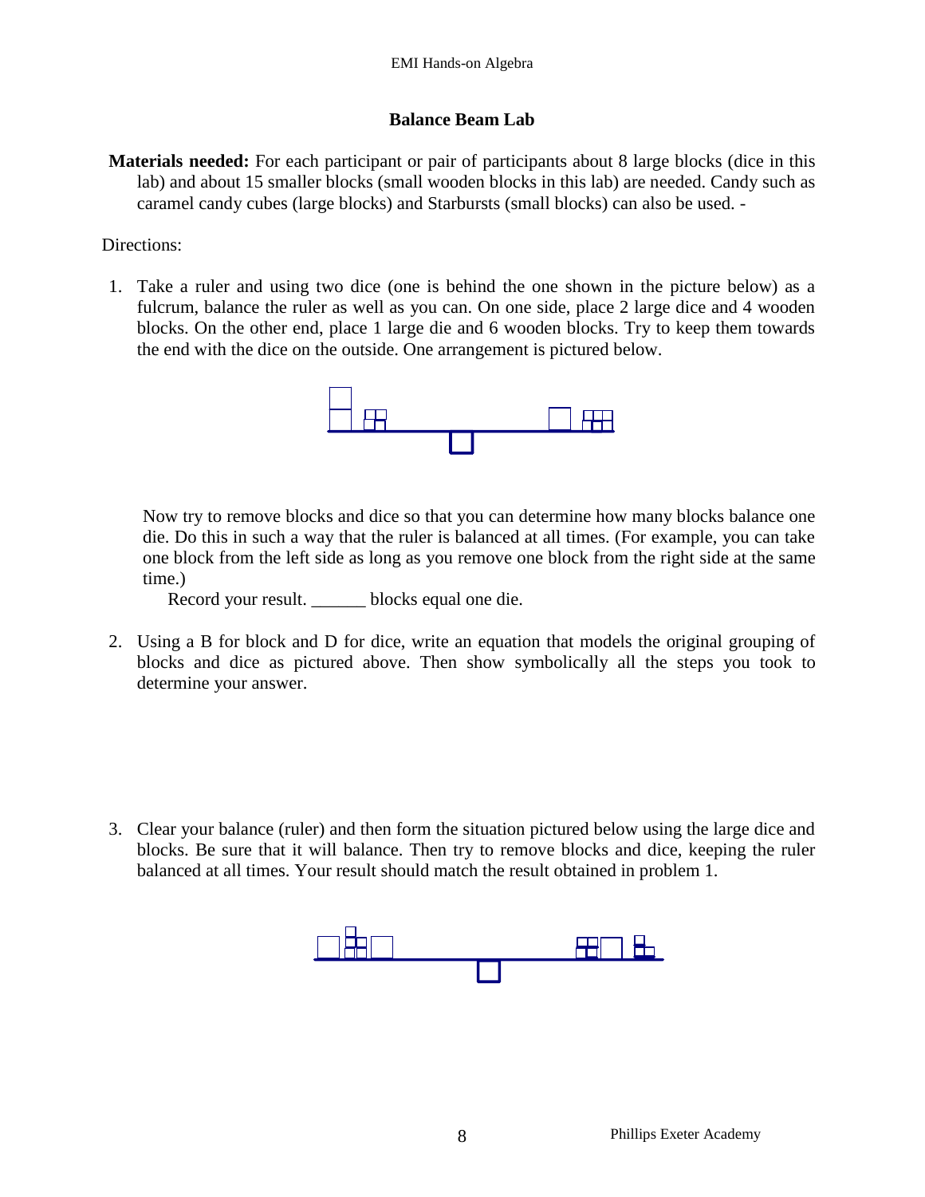## Balance Beam Lab

**Materials needed:** For each participant or pair of participants about 8 large blocks (dice in this lab) and about 15 smaller blocks (small wooden blocks in this lab) are needed. Candy such as caramel candy cubes (large blocks) and Starbursts (small blocks) can also be used. -

Directions:

1. Take a ruler and using two dice (one is behind the one shown in the picture below) as a fulcrum, balance the ruler as well as you can. On one side, place 2 large dice and 4 wooden blocks. On the other end, place 1 large die and 6 wooden blocks. Try to keep them towards the end with the dice on the outside. One arrangement is pictured below.

   Now try to remove blocks and dice so that you can determine how many blocks balance one die. Do this in such a way that the ruler is balanced at all times. (For example, you can take one block from the left side as long as you remove one block from the right side at the same time.)

   Record your result. ______ blocks equal one die.

2. Using a B for block and D for dice, write an equation that models the original grouping of blocks and dice as pictured above. Then show symbolically all the steps you took to determine your answer.

3. Clear your balance (ruler) and then form the situation pictured below using the large dice and blocks. Be sure that it will balance. Then try to remove blocks and dice, keeping the ruler balanced at all times. Your result should match the result obtained in problem 1.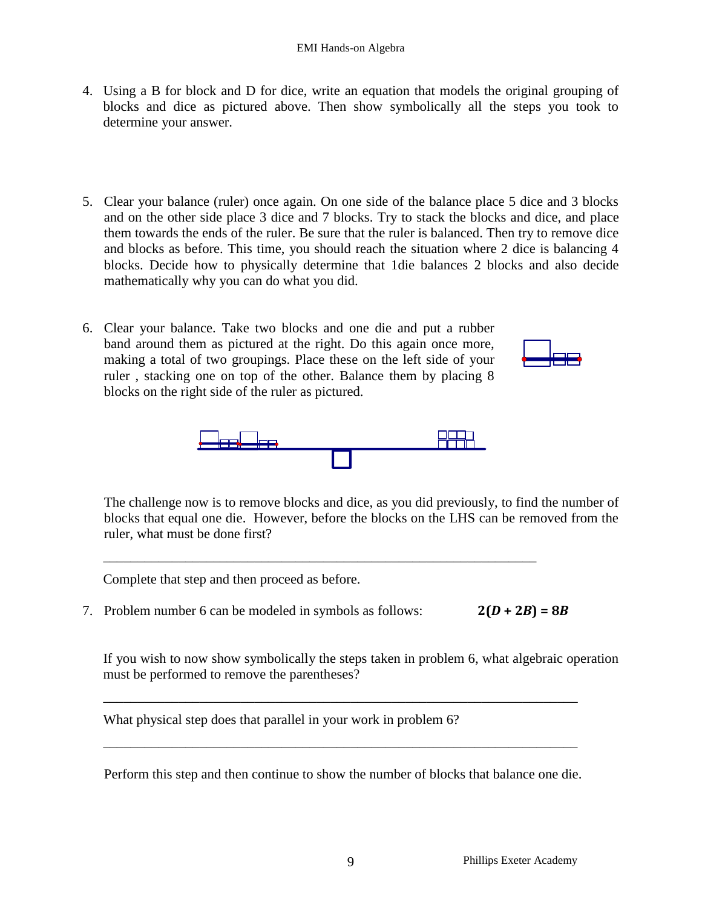4. Using a B for block and D for dice, write an equation that models the original grouping of blocks and dice as pictured above. Then show symbolically all the steps you took to determine your answer.

5. Clear your balance (ruler) once again. On one side of the balance place 5 dice and 3 blocks and on the other side place 3 dice and 7 blocks. Try to stack the blocks and dice, and place them towards the ends of the ruler. Be sure that the ruler is balanced. Then try to remove dice and blocks as before. This time, you should reach the situation where 2 dice is balancing 4 blocks. Decide how to physically determine that 1die balances 2 blocks and also decide mathematically why you can do what you did.

6. Clear your balance. Take two blocks and one die and put a rubber band around them as pictured at the right. Do this again once more, making a total of two groupings. Place these on the left side of your ruler , stacking one on top of the other. Balance them by placing 8 blocks on the right side of the ruler as pictured.

   The challenge now is to remove blocks and dice, as you did previously, to find the number of blocks that equal one die. However, before the blocks on the LHS can be removed from the ruler, what must be done first?

   ______________________________________________________________

   Complete that step and then proceed as before.

7. Problem number 6 can be modeled in symbols as follows: $\mathbf{2(D + 2B) = 8B}$

   If you wish to now show symbolically the steps taken in problem 6, what algebraic operation must be performed to remove the parentheses?

   ______________________________________________________________

   What physical step does that parallel in your work in problem 6?

   ______________________________________________________________

   Perform this step and then continue to show the number of blocks that balance one die.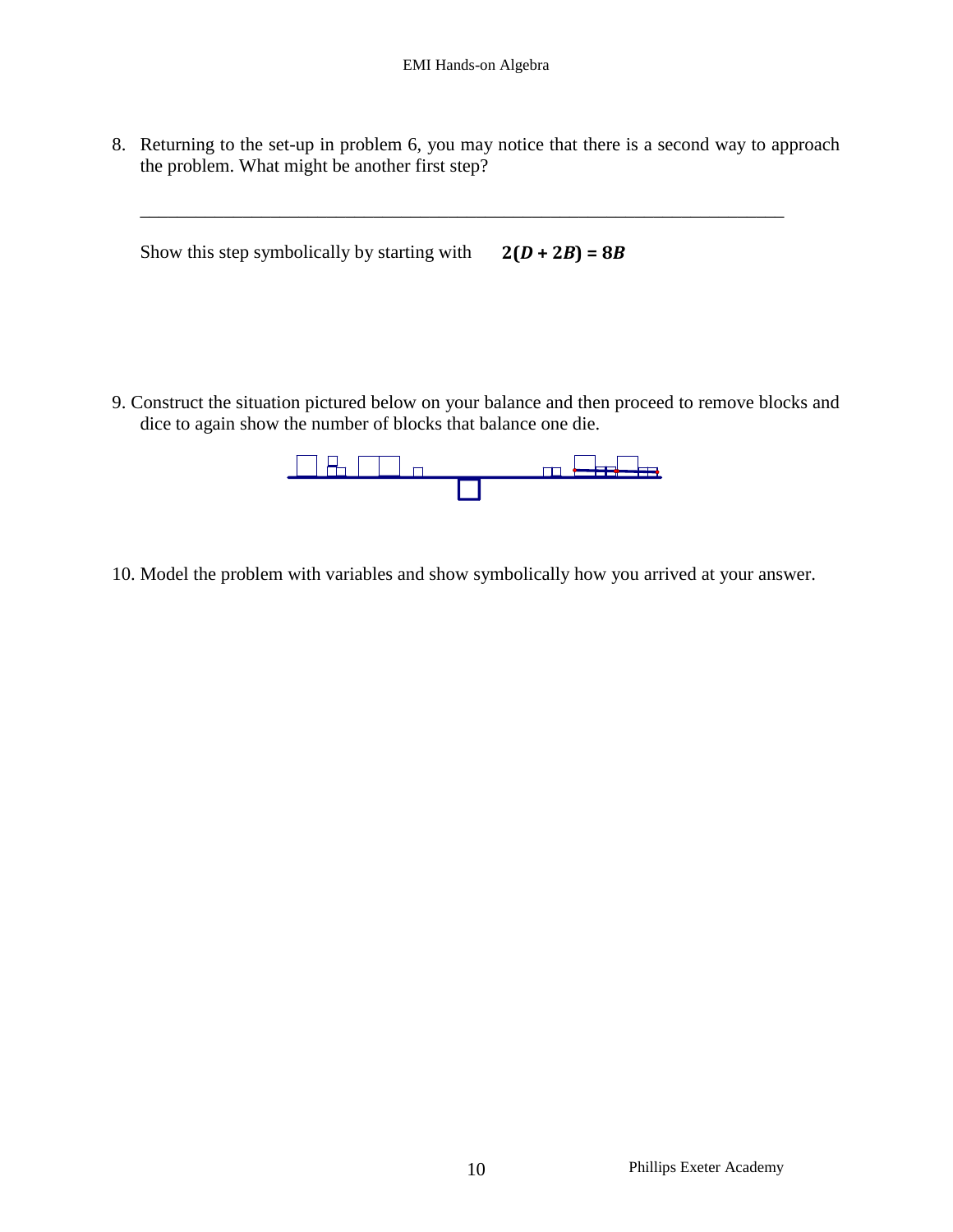8. Returning to the set-up in problem 6, you may notice that there is a second way to approach the problem. What might be another first step?

_______________________________________________________________________

Show this step symbolically by starting with $\mathbf{2(D + 2B) = 8B}$

9. Construct the situation pictured below on your balance and then proceed to remove blocks and dice to again show the number of blocks that balance one die.

10. Model the problem with variables and show symbolically how you arrived at your answer.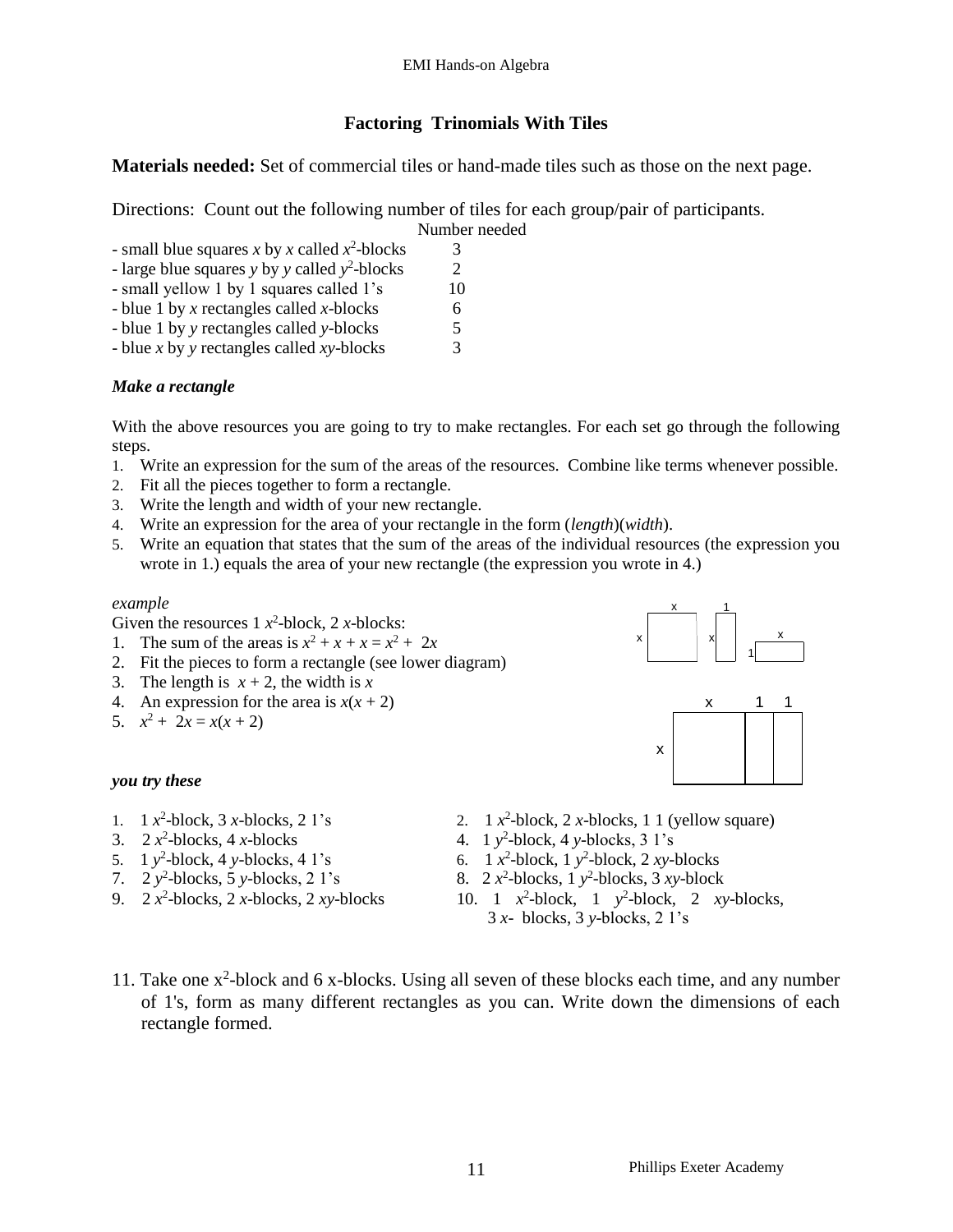# Factoring Trinomials With Tiles

**Materials needed:** Set of commercial tiles or hand-made tiles such as those on the next page.

Directions: Count out the following number of tiles for each group/pair of participants.

| | Number needed |
|---|---|
| - small blue squares $x$ by $x$ called $x^2$-blocks | 3 |
| - large blue squares $y$ by $y$ called $y^2$-blocks | 2 |
| - small yellow 1 by 1 squares called 1's | 10 |
| - blue 1 by $x$ rectangles called $x$-blocks | 6 |
| - blue 1 by $y$ rectangles called $y$-blocks | 5 |
| - blue $x$ by $y$ rectangles called $xy$-blocks | 3 |

***Make a rectangle***

With the above resources you are going to try to make rectangles. For each set go through the following steps.

1. Write an expression for the sum of the areas of the resources. Combine like terms whenever possible.
2. Fit all the pieces together to form a rectangle.
3. Write the length and width of your new rectangle.
4. Write an expression for the area of your rectangle in the form (*length*)(*width*).
5. Write an equation that states that the sum of the areas of the individual resources (the expression you wrote in 1.) equals the area of your new rectangle (the expression you wrote in 4.)

*example*

Given the resources 1 $x^2$-block, 2 $x$-blocks:

1. The sum of the areas is $x^2 + x + x = x^2 + 2x$
2. Fit the pieces to form a rectangle (see lower diagram)
3. The length is $x + 2$, the width is $x$
4. An expression for the area is $x(x + 2)$
5. $x^2 + 2x = x(x + 2)$

***you try these***

1. 1 $x^2$-block, 3 $x$-blocks, 2 1's
2. 1 $x^2$-block, 2 $x$-blocks, 1 1 (yellow square)
3. 2 $x^2$-blocks, 4 $x$-blocks
4. 1 $y^2$-block, 4 $y$-blocks, 3 1's
5. 1 $y^2$-block, 4 $y$-blocks, 4 1's
6. 1 $x^2$-block, 1 $y^2$-block, 2 $xy$-blocks
7. 2 $y^2$-blocks, 5 $y$-blocks, 2 1's
8. 2 $x^2$-blocks, 1 $y^2$-blocks, 3 $xy$-block
9. 2 $x^2$-blocks, 2 $x$-blocks, 2 $xy$-blocks
10. 1 $x^2$-block, 1 $y^2$-block, 2 $xy$-blocks, 3 $x$- blocks, 3 $y$-blocks, 2 1's

11. Take one $x^2$-block and 6 x-blocks. Using all seven of these blocks each time, and any number of 1's, form as many different rectangles as you can. Write down the dimensions of each rectangle formed.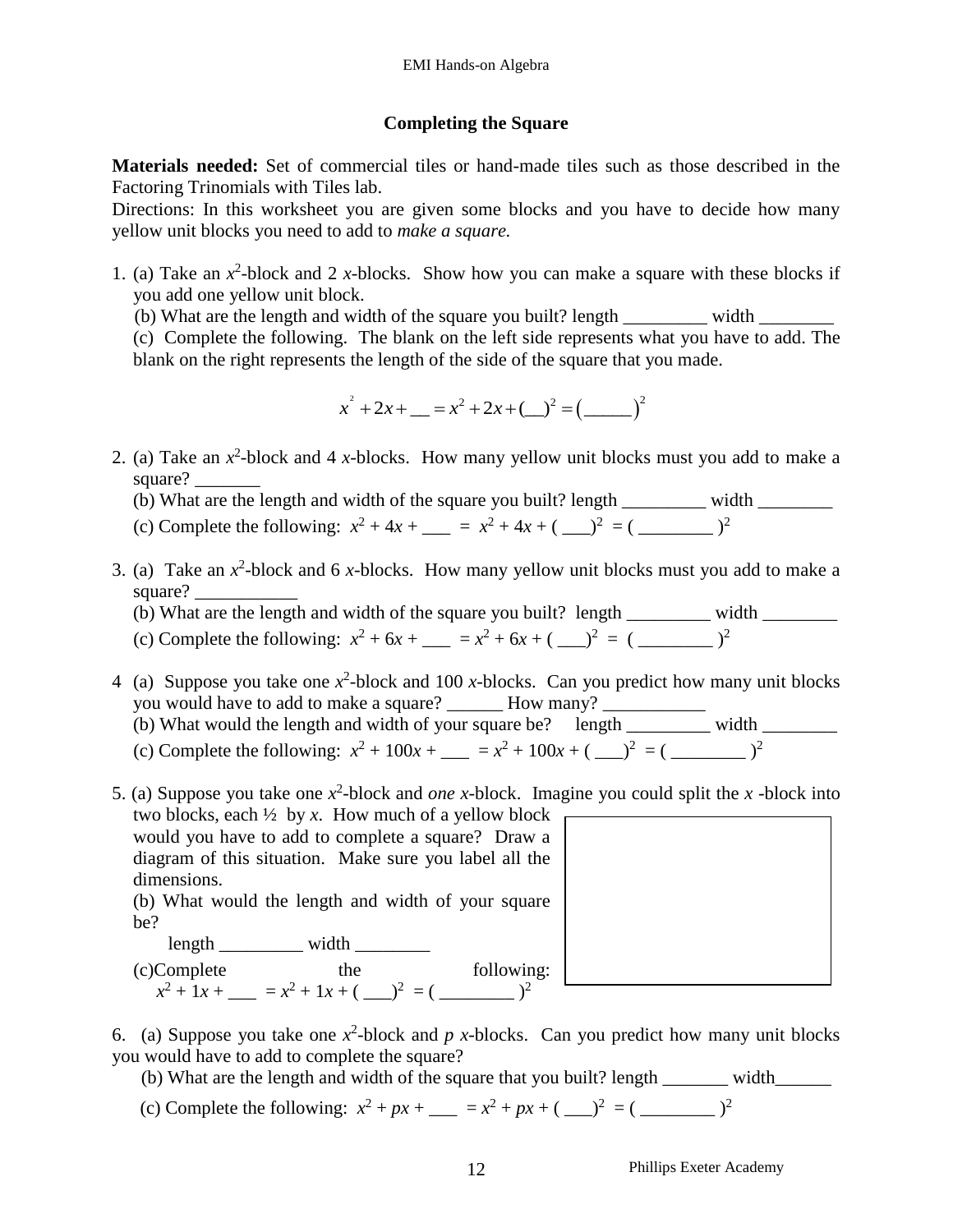## Completing the Square

**Materials needed:** Set of commercial tiles or hand-made tiles such as those described in the Factoring Trinomials with Tiles lab.

Directions: In this worksheet you are given some blocks and you have to decide how many yellow unit blocks you need to add to *make a square.*

1. (a) Take an $x^2$-block and 2 $x$-blocks. Show how you can make a square with these blocks if you add one yellow unit block.

   (b) What are the length and width of the square you built? length _________ width ________

   (c) Complete the following. The blank on the left side represents what you have to add. The blank on the right represents the length of the side of the square that you made.

$$x^2 + 2x + \_\_ = x^2 + 2x + (\_\_)^2 = (\_\_\_\_\_)^2$$

2. (a) Take an $x^2$-block and 4 $x$-blocks. How many yellow unit blocks must you add to make a square? _______

   (b) What are the length and width of the square you built? length _________ width ________

   (c) Complete the following: $x^2 + 4x +$ ___ = $x^2 + 4x +$ ( ___$)^2$ = ( ________ $)^2$

3. (a) Take an $x^2$-block and 6 $x$-blocks. How many yellow unit blocks must you add to make a square? ___________

   (b) What are the length and width of the square you built? length _________ width ________

   (c) Complete the following: $x^2 + 6x +$ ___ = $x^2 + 6x +$ ( ___$)^2$ = ( ________ $)^2$

4. (a) Suppose you take one $x^2$-block and 100 $x$-blocks. Can you predict how many unit blocks you would have to add to make a square? ______ How many? ___________

   (b) What would the length and width of your square be? length _________ width ________

   (c) Complete the following: $x^2 + 100x +$ ___ = $x^2 + 100x +$ ( ___$)^2$ = ( ________ $)^2$

5. (a) Suppose you take one $x^2$-block and *one* $x$-block. Imagine you could split the $x$ -block into two blocks, each ½ by $x$. How much of a yellow block would you have to add to complete a square? Draw a diagram of this situation. Make sure you label all the dimensions.

   (b) What would the length and width of your square be?

   length _________ width ________

   (c) Complete the following: $x^2 + 1x +$ ___ = $x^2 + 1x +$ ( ___$)^2$ = ( ________ $)^2$

6. (a) Suppose you take one $x^2$-block and $p$ $x$-blocks. Can you predict how many unit blocks you would have to add to complete the square?

   (b) What are the length and width of the square that you built? length _______ width______

   (c) Complete the following: $x^2 + px +$ ___ = $x^2 + px +$ ( ___$)^2$ = ( ________ $)^2$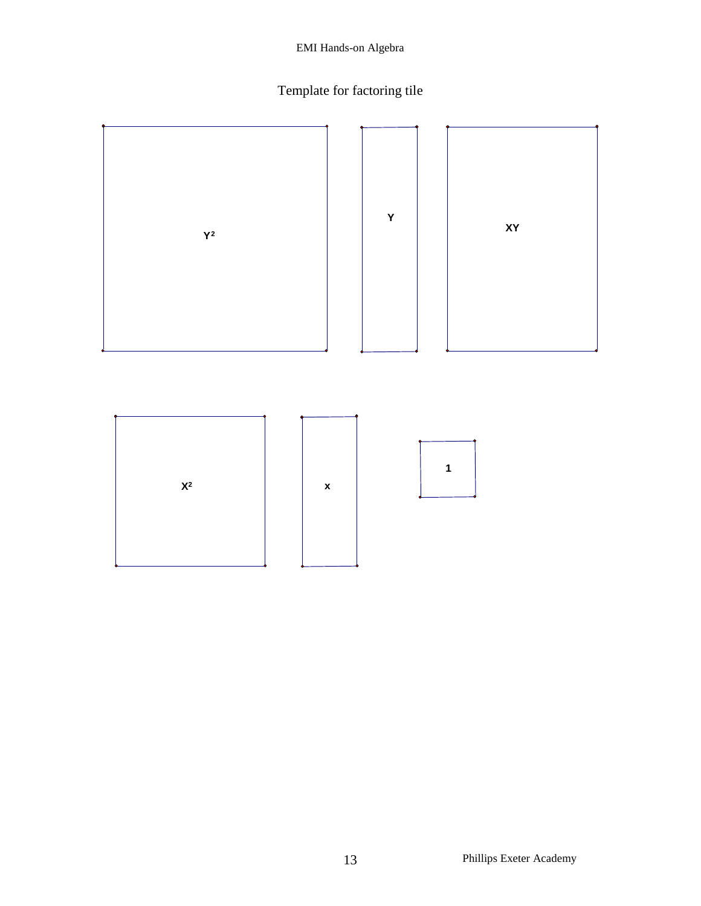Template for factoring tile

$Y^2$

Y

XY

$X^2$

x

1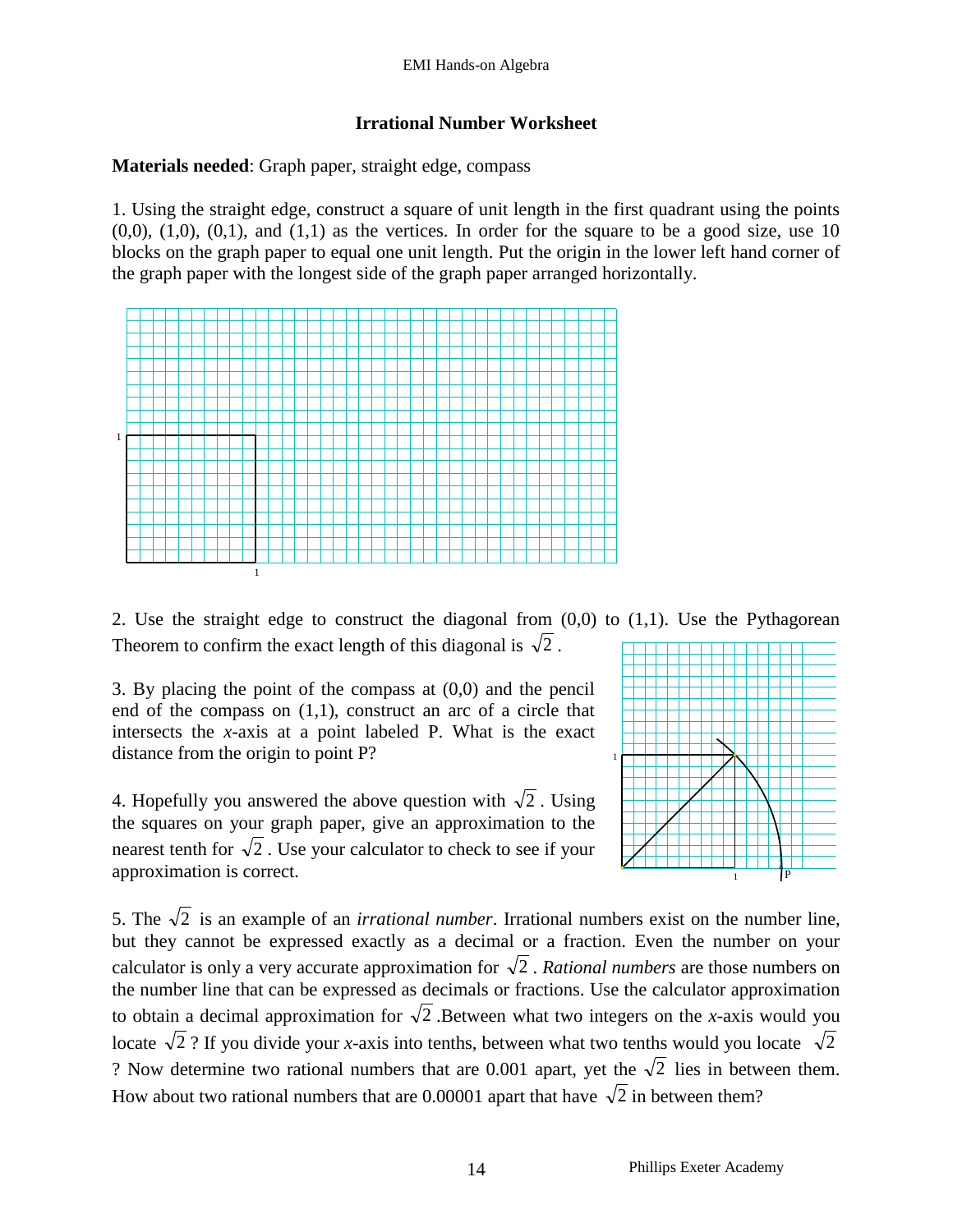## Irrational Number Worksheet

**Materials needed**: Graph paper, straight edge, compass

1. Using the straight edge, construct a square of unit length in the first quadrant using the points (0,0), (1,0), (0,1), and (1,1) as the vertices. In order for the square to be a good size, use 10 blocks on the graph paper to equal one unit length. Put the origin in the lower left hand corner of the graph paper with the longest side of the graph paper arranged horizontally.

2. Use the straight edge to construct the diagonal from (0,0) to (1,1). Use the Pythagorean Theorem to confirm the exact length of this diagonal is $\sqrt{2}$.

3. By placing the point of the compass at (0,0) and the pencil end of the compass on (1,1), construct an arc of a circle that intersects the *x*-axis at a point labeled P. What is the exact distance from the origin to point P?

4. Hopefully you answered the above question with $\sqrt{2}$. Using the squares on your graph paper, give an approximation to the nearest tenth for $\sqrt{2}$. Use your calculator to check to see if your approximation is correct.

5. The $\sqrt{2}$ is an example of an *irrational number*. Irrational numbers exist on the number line, but they cannot be expressed exactly as a decimal or a fraction. Even the number on your calculator is only a very accurate approximation for $\sqrt{2}$. *Rational numbers* are those numbers on the number line that can be expressed as decimals or fractions. Use the calculator approximation to obtain a decimal approximation for $\sqrt{2}$ .Between what two integers on the *x*-axis would you locate $\sqrt{2}$ ? If you divide your *x*-axis into tenths, between what two tenths would you locate $\sqrt{2}$ ? Now determine two rational numbers that are 0.001 apart, yet the $\sqrt{2}$ lies in between them. How about two rational numbers that are 0.00001 apart that have $\sqrt{2}$ in between them?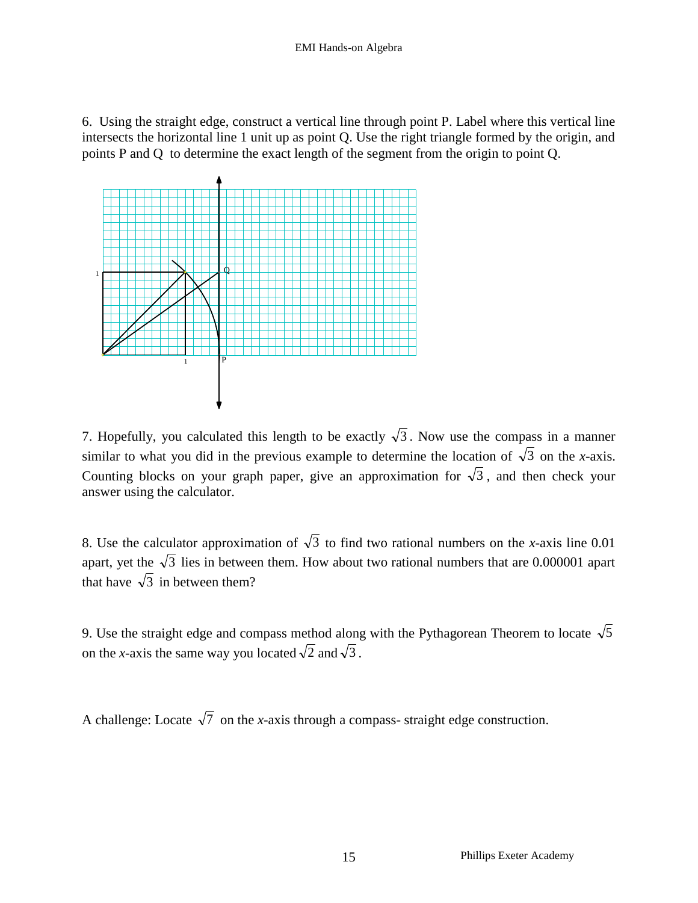6. Using the straight edge, construct a vertical line through point P. Label where this vertical line intersects the horizontal line 1 unit up as point Q. Use the right triangle formed by the origin, and points P and Q to determine the exact length of the segment from the origin to point Q.

7. Hopefully, you calculated this length to be exactly $\sqrt{3}$. Now use the compass in a manner similar to what you did in the previous example to determine the location of $\sqrt{3}$ on the *x*-axis. Counting blocks on your graph paper, give an approximation for $\sqrt{3}$, and then check your answer using the calculator.

8. Use the calculator approximation of $\sqrt{3}$ to find two rational numbers on the *x*-axis line 0.01 apart, yet the $\sqrt{3}$ lies in between them. How about two rational numbers that are 0.000001 apart that have $\sqrt{3}$ in between them?

9. Use the straight edge and compass method along with the Pythagorean Theorem to locate $\sqrt{5}$ on the *x*-axis the same way you located $\sqrt{2}$ and $\sqrt{3}$.

A challenge: Locate $\sqrt{7}$ on the *x*-axis through a compass- straight edge construction.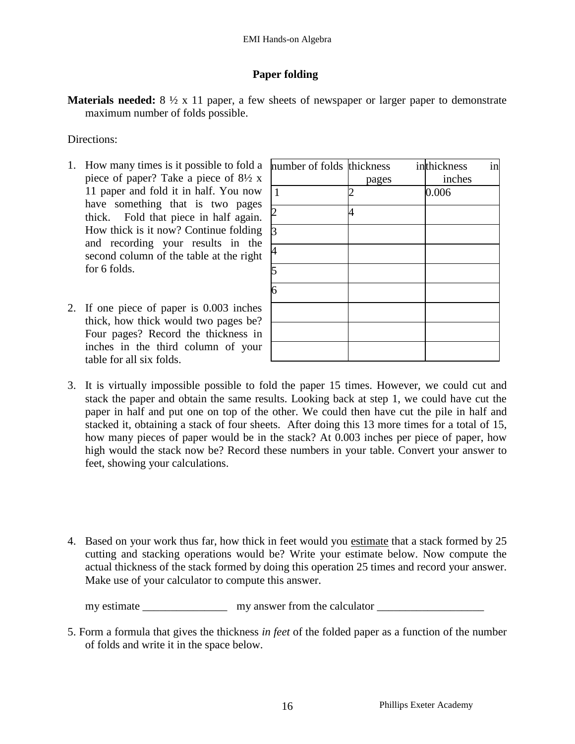## Paper folding

**Materials needed:** 8 ½ x 11 paper, a few sheets of newspaper or larger paper to demonstrate maximum number of folds possible.

Directions:

1. How many times is it possible to fold a piece of paper? Take a piece of 8½ x 11 paper and fold it in half. You now have something that is two pages thick. Fold that piece in half again. How thick is it now? Continue folding and recording your results in the second column of the table at the right for 6 folds.

2. If one piece of paper is 0.003 inches thick, how thick would two pages be? Four pages? Record the thickness in inches in the third column of your table for all six folds.

| number of folds | thickness in pages | thickness in inches |
|---|---|---|
| 1 | 2 | 0.006 |
| 2 | 4 | |
| 3 | | |
| 4 | | |
| 5 | | |
| 6 | | |
| | | |
| | | |
| | | |

3. It is virtually impossible possible to fold the paper 15 times. However, we could cut and stack the paper and obtain the same results. Looking back at step 1, we could have cut the paper in half and put one on top of the other. We could then have cut the pile in half and stacked it, obtaining a stack of four sheets. After doing this 13 more times for a total of 15, how many pieces of paper would be in the stack? At 0.003 inches per piece of paper, how high would the stack now be? Record these numbers in your table. Convert your answer to feet, showing your calculations.

4. Based on your work thus far, how thick in feet would you estimate that a stack formed by 25 cutting and stacking operations would be? Write your estimate below. Now compute the actual thickness of the stack formed by doing this operation 25 times and record your answer. Make use of your calculator to compute this answer.

   my estimate _______________ my answer from the calculator ___________________

5. Form a formula that gives the thickness *in feet* of the folded paper as a function of the number of folds and write it in the space below.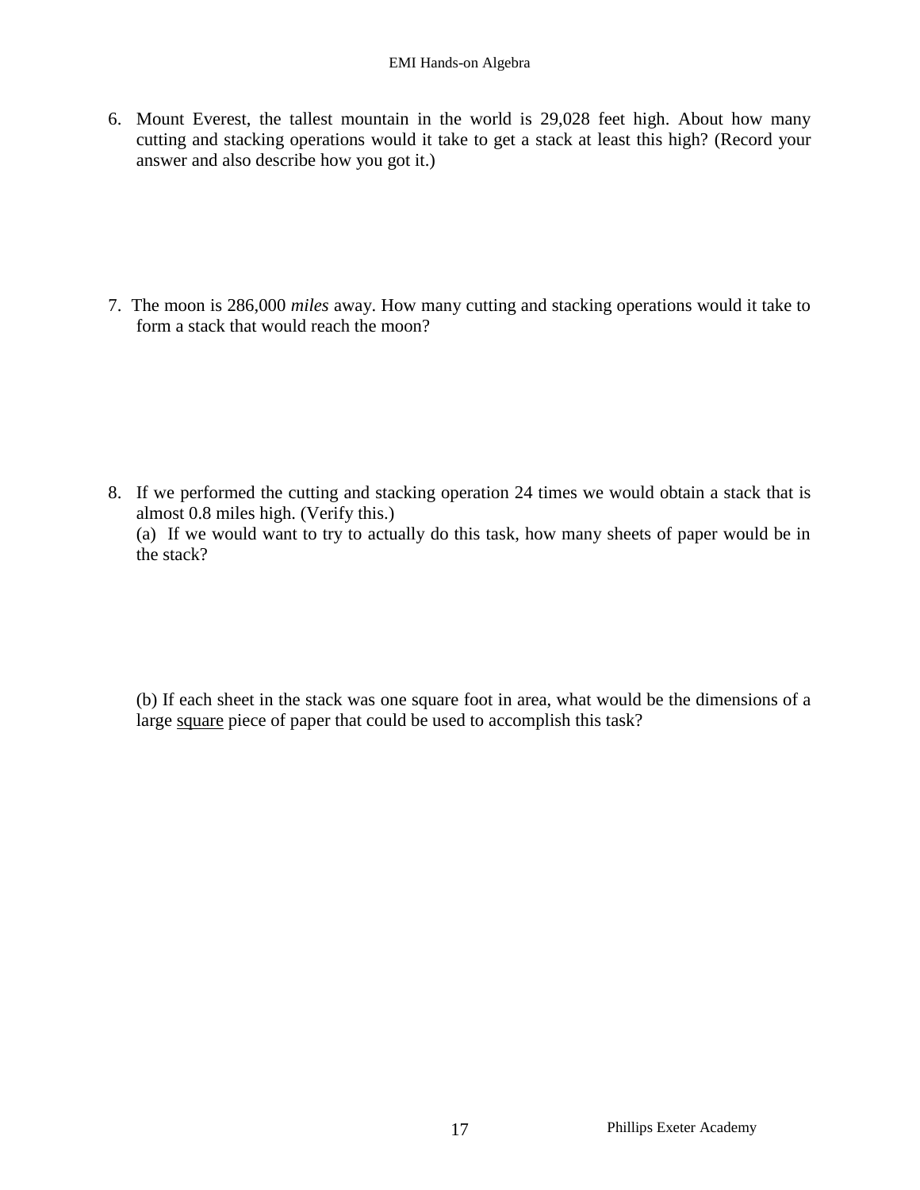6. Mount Everest, the tallest mountain in the world is 29,028 feet high. About how many cutting and stacking operations would it take to get a stack at least this high? (Record your answer and also describe how you got it.)

7. The moon is 286,000 *miles* away. How many cutting and stacking operations would it take to form a stack that would reach the moon?

8. If we performed the cutting and stacking operation 24 times we would obtain a stack that is almost 0.8 miles high. (Verify this.)

   (a) If we would want to try to actually do this task, how many sheets of paper would be in the stack?

   (b) If each sheet in the stack was one square foot in area, what would be the dimensions of a large <u>square</u> piece of paper that could be used to accomplish this task?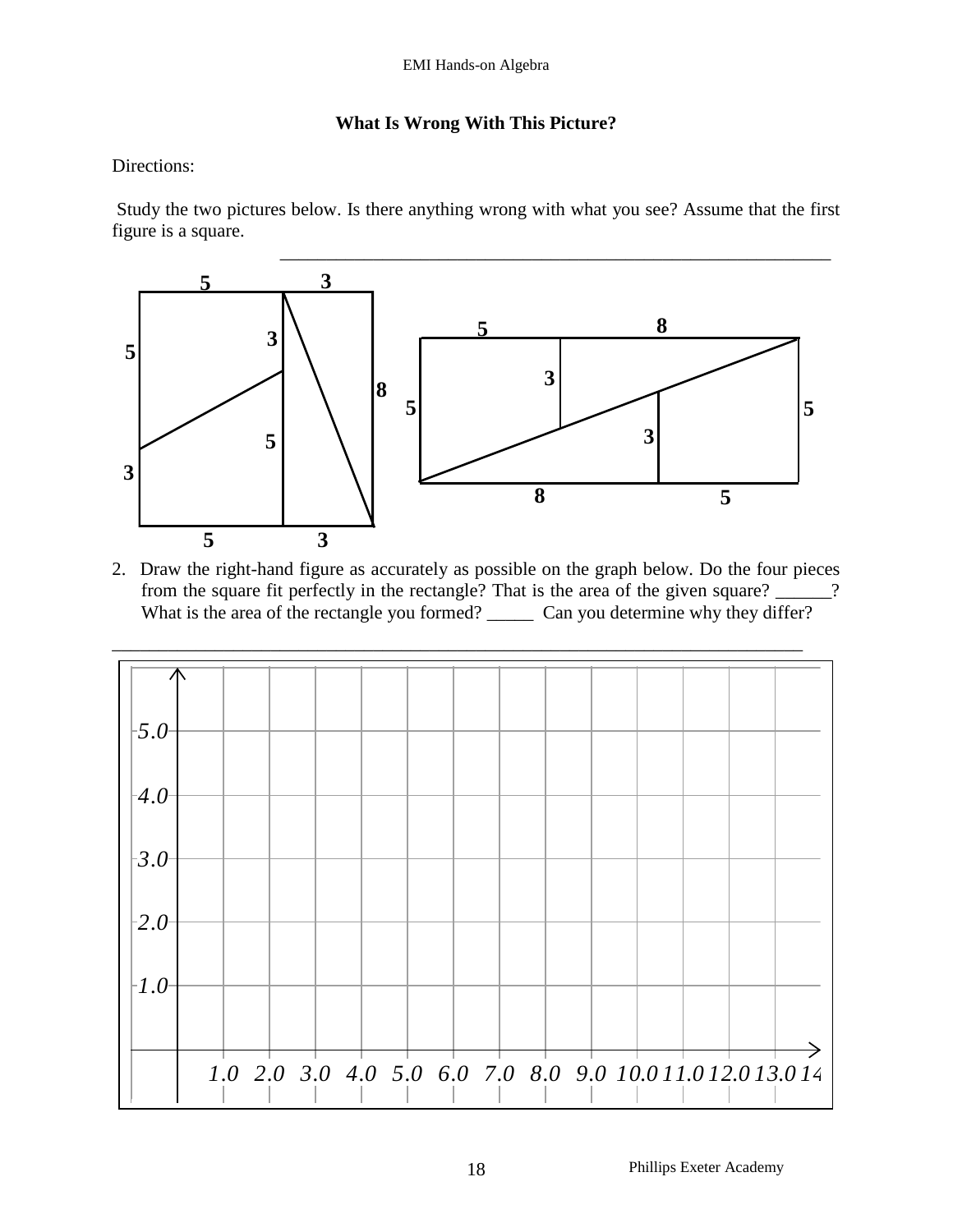### What Is Wrong With This Picture?

Directions:

Study the two pictures below. Is there anything wrong with what you see? Assume that the first figure is a square.

______________________________________________________________

2. Draw the right-hand figure as accurately as possible on the graph below. Do the four pieces from the square fit perfectly in the rectangle? That is the area of the given square? ______? What is the area of the rectangle you formed? _____ Can you determine why they differ?

______________________________________________________________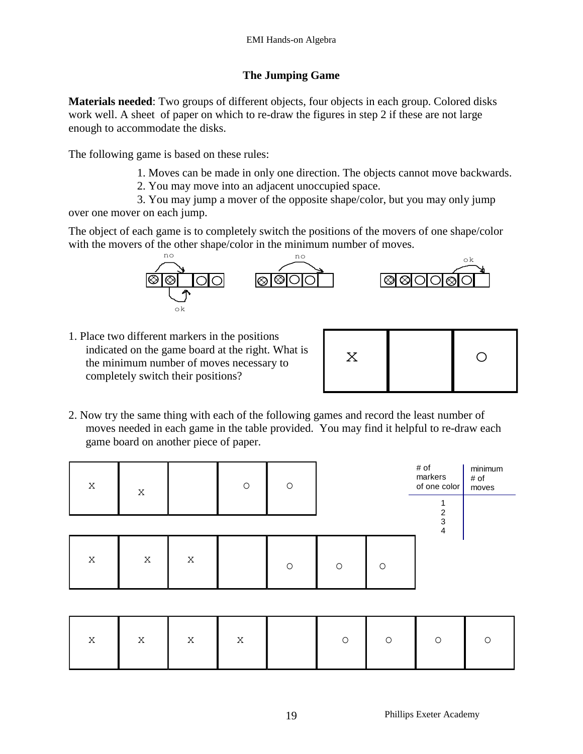## The Jumping Game

**Materials needed**: Two groups of different objects, four objects in each group. Colored disks work well. A sheet of paper on which to re-draw the figures in step 2 if these are not large enough to accommodate the disks.

The following game is based on these rules:

1. Moves can be made in only one direction. The objects cannot move backwards.
2. You may move into an adjacent unoccupied space.
3. You may jump a mover of the opposite shape/color, but you may only jump over one mover on each jump.

The object of each game is to completely switch the positions of the movers of one shape/color with the movers of the other shape/color in the minimum number of moves.

no | ok | no | ok

1. Place two different markers in the positions indicated on the game board at the right. What is the minimum number of moves necessary to completely switch their positions?

| X | | O |
|---|---|---|

2. Now try the same thing with each of the following games and record the least number of moves needed in each game in the table provided. You may find it helpful to re-draw each game board on another piece of paper.

| X | X | | O | O |
|---|---|---|---|---|

| X | X | X | | O | O | O |
|---|---|---|---|---|---|---|

| X | X | X | X | | O | O | O | O |
|---|---|---|---|---|---|---|---|---|

| # of markers of one color | minimum # of moves |
|---|---|
| 1 | |
| 2 | |
| 3 | |
| 4 | |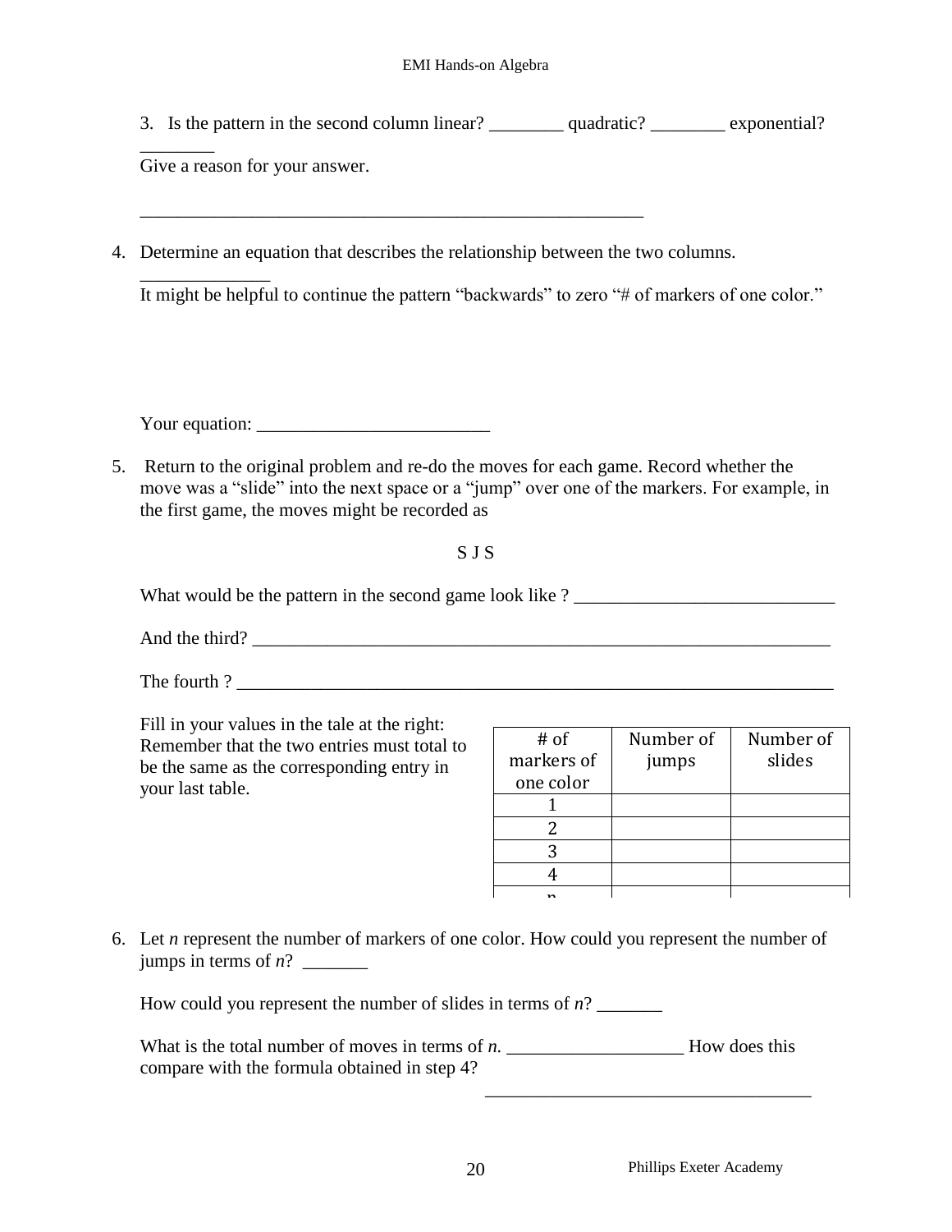3. Is the pattern in the second column linear? ________ quadratic? ________ exponential? ________

   Give a reason for your answer.

   _______________________________________________________

4. Determine an equation that describes the relationship between the two columns. ______________

   It might be helpful to continue the pattern "backwards" to zero "# of markers of one color."

   Your equation: _________________________

5. Return to the original problem and re-do the moves for each game. Record whether the move was a "slide" into the next space or a "jump" over one of the markers. For example, in the first game, the moves might be recorded as

   S J S

   What would be the pattern in the second game look like ? ____________________________

   And the third? _______________________________________________________________

   The fourth ? _________________________________________________________________

   Fill in your values in the tale at the right: Remember that the two entries must total to be the same as the corresponding entry in your last table.

| # of markers of one color | Number of jumps | Number of slides |
|---|---|---|
| 1 | | |
| 2 | | |
| 3 | | |
| 4 | | |
| n | | |

6. Let *n* represent the number of markers of one color. How could you represent the number of jumps in terms of *n*? _______

   How could you represent the number of slides in terms of *n*? _______

   What is the total number of moves in terms of *n.* ___________________ How does this compare with the formula obtained in step 4?

   ___________________________________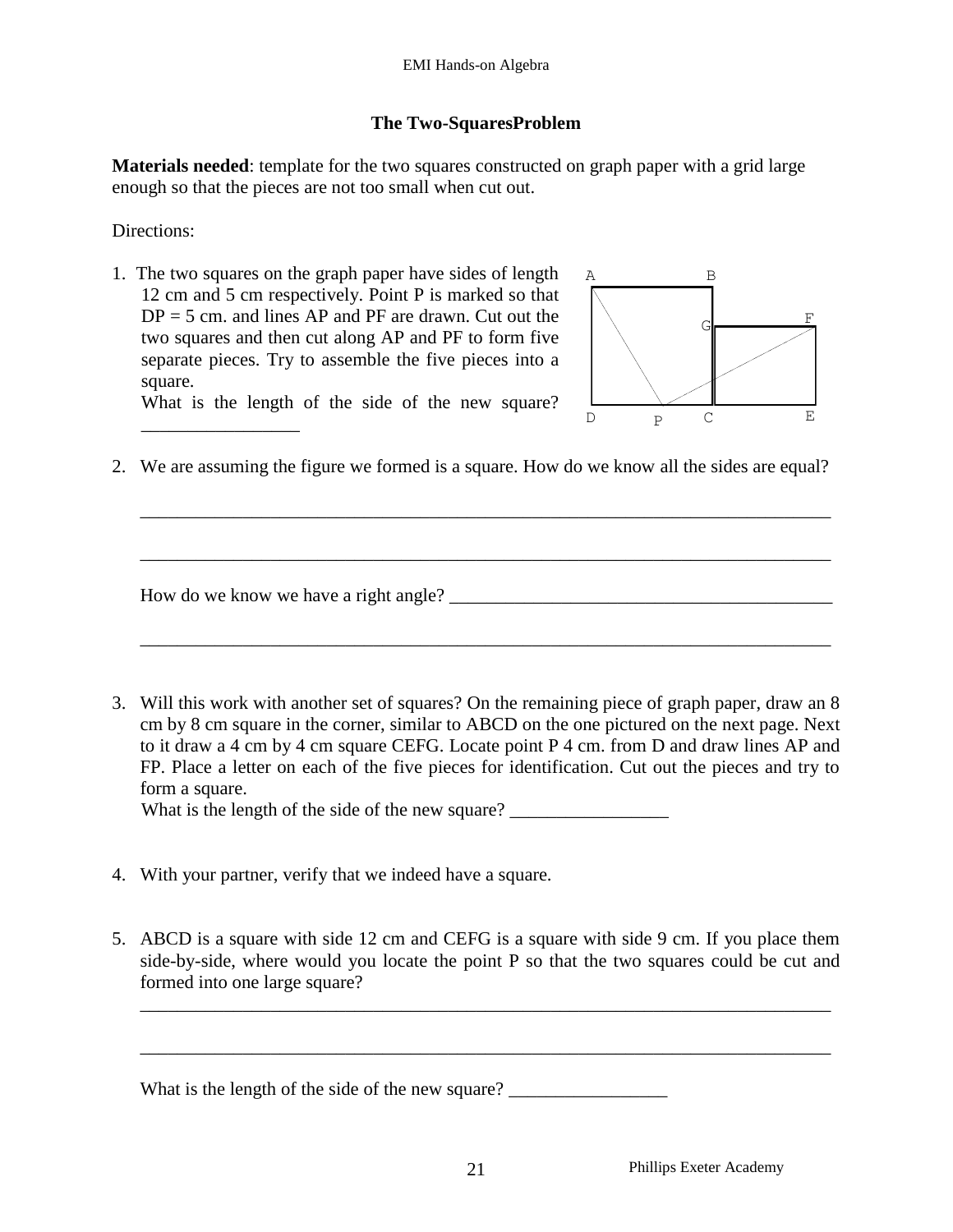## The Two-SquaresProblem

**Materials needed**: template for the two squares constructed on graph paper with a grid large enough so that the pieces are not too small when cut out.

Directions:

1. The two squares on the graph paper have sides of length 12 cm and 5 cm respectively. Point P is marked so that DP = 5 cm. and lines AP and PF are drawn. Cut out the two squares and then cut along AP and PF to form five separate pieces. Try to assemble the five pieces into a square.
   What is the length of the side of the new square? _________________

2. We are assuming the figure we formed is a square. How do we know all the sides are equal?

   ___________________________________________________________________________

   ___________________________________________________________________________

   How do we know we have a right angle? ___________________________________________

   ___________________________________________________________________________

3. Will this work with another set of squares? On the remaining piece of graph paper, draw an 8 cm by 8 cm square in the corner, similar to ABCD on the one pictured on the next page. Next to it draw a 4 cm by 4 cm square CEFG. Locate point P 4 cm. from D and draw lines AP and FP. Place a letter on each of the five pieces for identification. Cut out the pieces and try to form a square.
   What is the length of the side of the new square? _________________

4. With your partner, verify that we indeed have a square.

5. ABCD is a square with side 12 cm and CEFG is a square with side 9 cm. If you place them side-by-side, where would you locate the point P so that the two squares could be cut and formed into one large square?

   ___________________________________________________________________________

   ___________________________________________________________________________

   What is the length of the side of the new square? _________________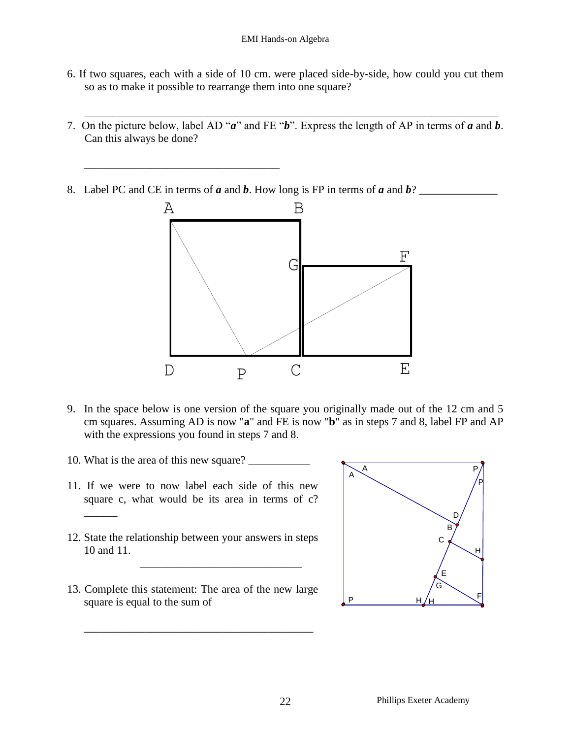6. If two squares, each with a side of 10 cm. were placed side-by-side, how could you cut them so as to make it possible to rearrange them into one square?

    ______________________________________________________________________

7. On the picture below, label AD "***a***" and FE "***b***". Express the length of AP in terms of ***a*** and ***b***. Can this always be done?

    ___________________________________

8. Label PC and CE in terms of ***a*** and ***b***. How long is FP in terms of ***a*** and ***b***? ______________

9. In the space below is one version of the square you originally made out of the 12 cm and 5 cm squares. Assuming AD is now "**a**" and FE is now "**b**" as in steps 7 and 8, label FP and AP with the expressions you found in steps 7 and 8.

10. What is the area of this new square? ___________

11. If we were to now label each side of this new square c, what would be its area in terms of c? ______

12. State the relationship between your answers in steps 10 and 11.

    ____________________________

13. Complete this statement: The area of the new large square is equal to the sum of

    __________________________________________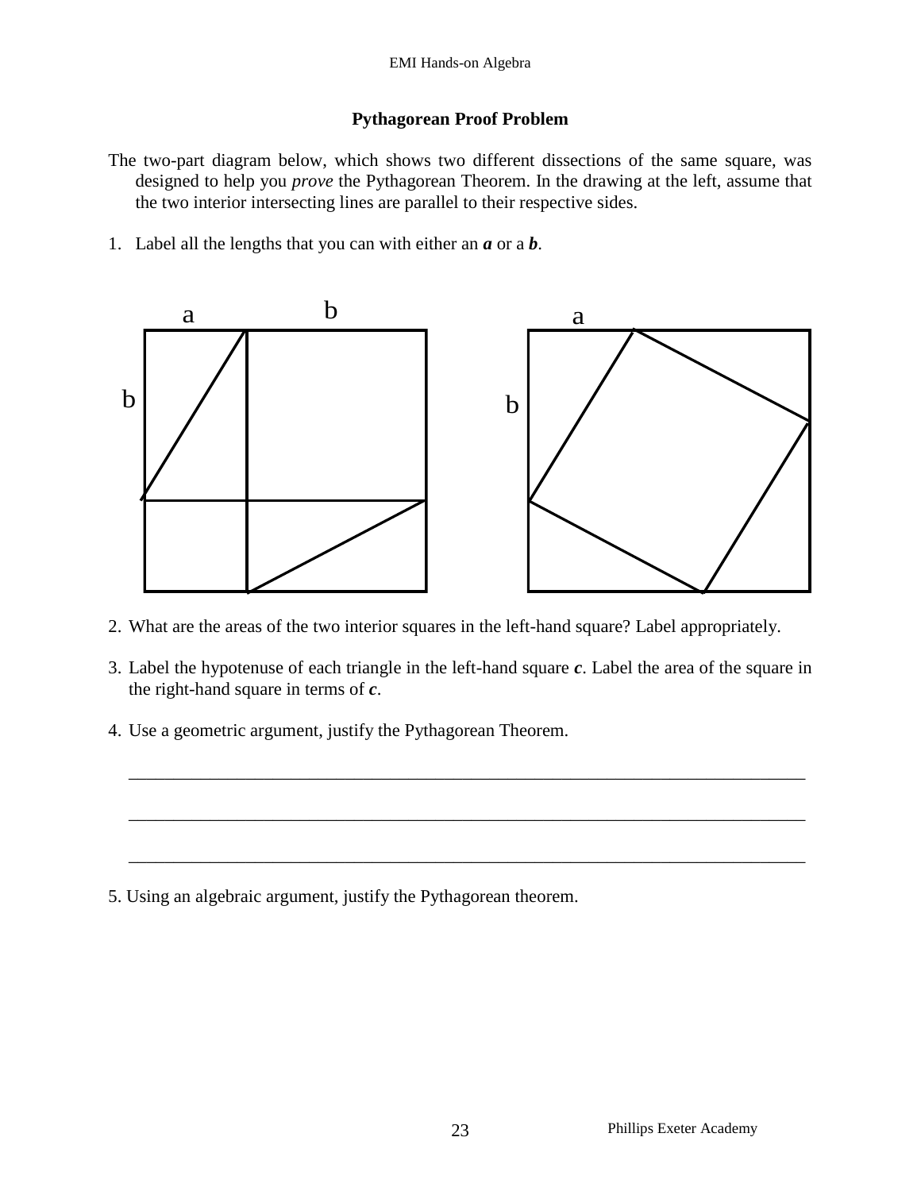### Pythagorean Proof Problem

The two-part diagram below, which shows two different dissections of the same square, was designed to help you *prove* the Pythagorean Theorem. In the drawing at the left, assume that the two interior intersecting lines are parallel to their respective sides.

1. Label all the lengths that you can with either an ***a*** or a ***b***.

2. What are the areas of the two interior squares in the left-hand square? Label appropriately.

3. Label the hypotenuse of each triangle in the left-hand square ***c***. Label the area of the square in the right-hand square in terms of ***c***.

4. Use a geometric argument, justify the Pythagorean Theorem.

___________________________________________________________________________

___________________________________________________________________________

___________________________________________________________________________

5. Using an algebraic argument, justify the Pythagorean theorem.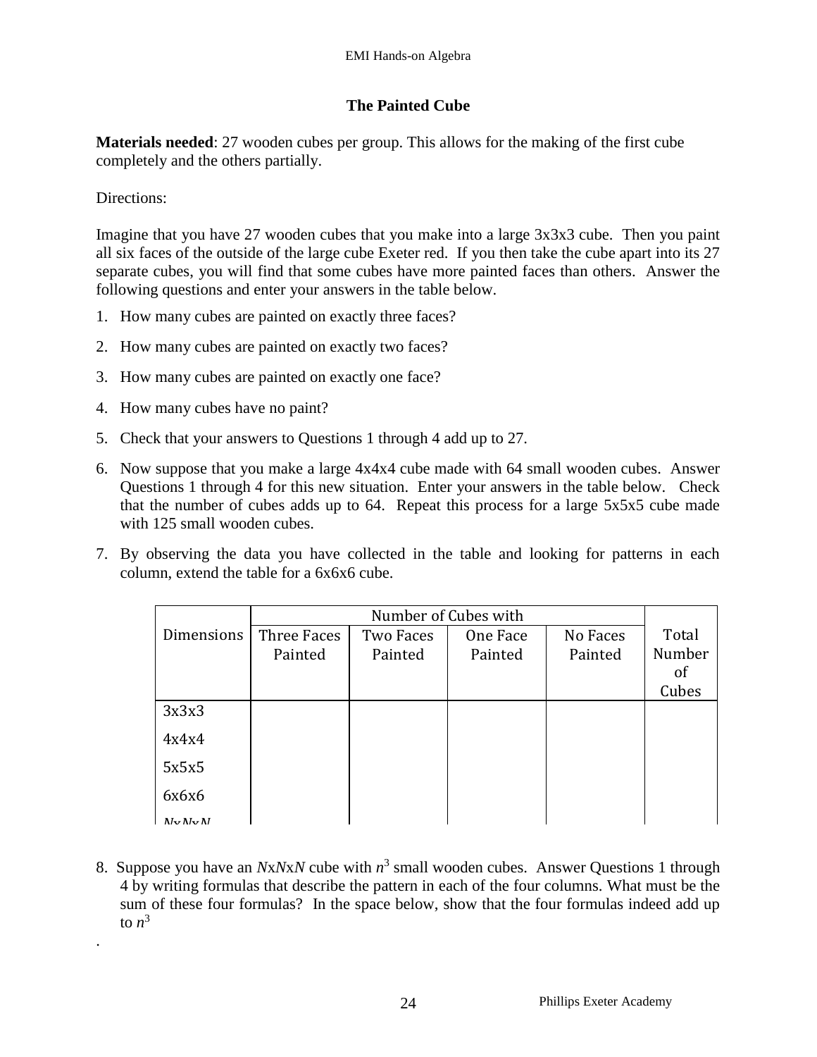## The Painted Cube

**Materials needed**: 27 wooden cubes per group. This allows for the making of the first cube completely and the others partially.

Directions:

Imagine that you have 27 wooden cubes that you make into a large 3x3x3 cube. Then you paint all six faces of the outside of the large cube Exeter red. If you then take the cube apart into its 27 separate cubes, you will find that some cubes have more painted faces than others. Answer the following questions and enter your answers in the table below.

1. How many cubes are painted on exactly three faces?
2. How many cubes are painted on exactly two faces?
3. How many cubes are painted on exactly one face?
4. How many cubes have no paint?
5. Check that your answers to Questions 1 through 4 add up to 27.
6. Now suppose that you make a large 4x4x4 cube made with 64 small wooden cubes. Answer Questions 1 through 4 for this new situation. Enter your answers in the table below. Check that the number of cubes adds up to 64. Repeat this process for a large 5x5x5 cube made with 125 small wooden cubes.
7. By observing the data you have collected in the table and looking for patterns in each column, extend the table for a 6x6x6 cube.

| Dimensions | Number of Cubes with | | | | Total Number of Cubes |
|---|---|---|---|---|---|
| | Three Faces Painted | Two Faces Painted | One Face Painted | No Faces Painted | |
| 3x3x3 | | | | | |
| 4x4x4 | | | | | |
| 5x5x5 | | | | | |
| 6x6x6 | | | | | |
| *N*x*N*x*N* | | | | | |

8. Suppose you have an *N*x*N*x*N* cube with $n^3$ small wooden cubes. Answer Questions 1 through 4 by writing formulas that describe the pattern in each of the four columns. What must be the sum of these four formulas? In the space below, show that the four formulas indeed add up to $n^3$

.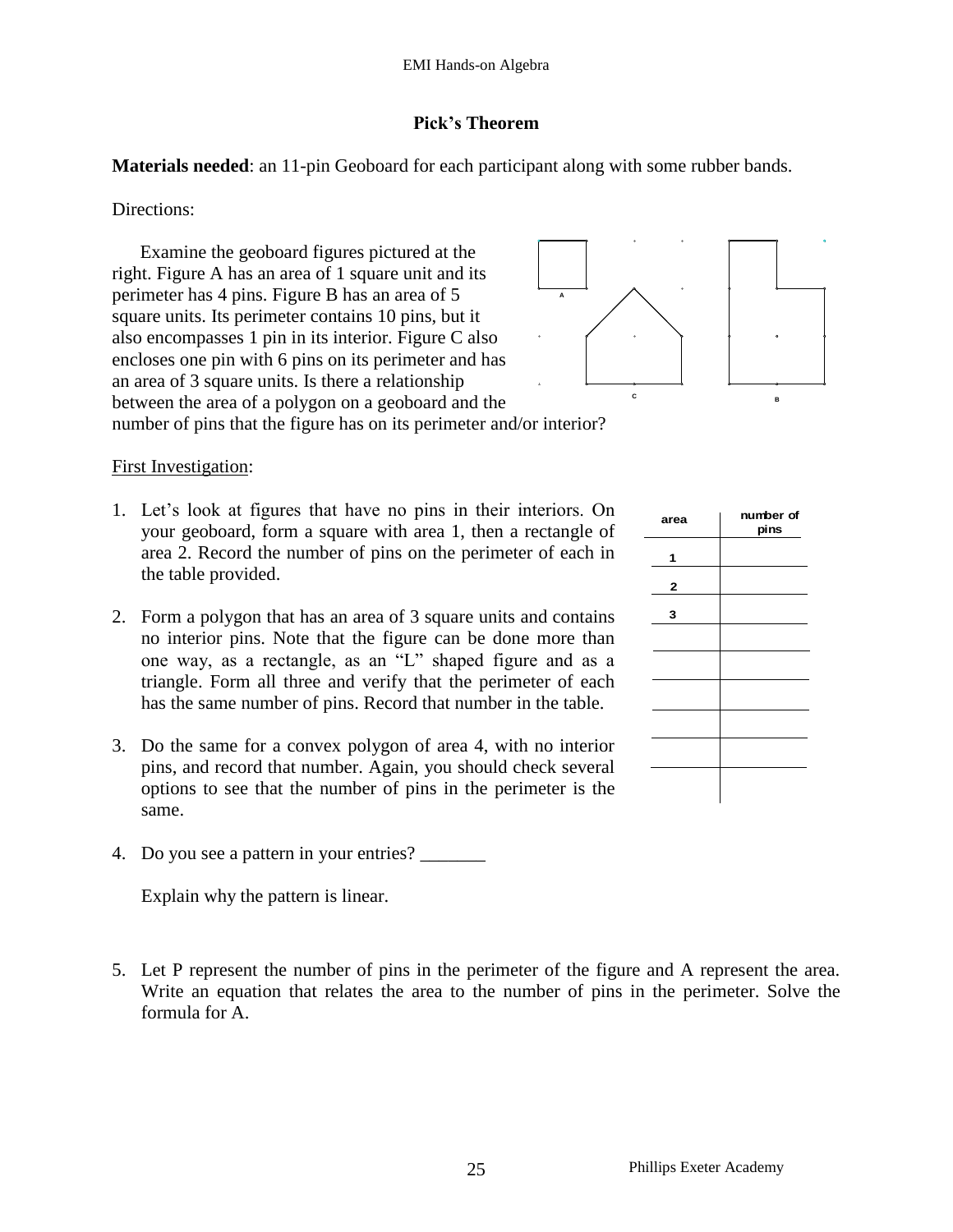## Pick's Theorem

**Materials needed**: an 11-pin Geoboard for each participant along with some rubber bands.

Directions:

Examine the geoboard figures pictured at the right. Figure A has an area of 1 square unit and its perimeter has 4 pins. Figure B has an area of 5 square units. Its perimeter contains 10 pins, but it also encompasses 1 pin in its interior. Figure C also encloses one pin with 6 pins on its perimeter and has an area of 3 square units. Is there a relationship between the area of a polygon on a geoboard and the number of pins that the figure has on its perimeter and/or interior?

First Investigation:

1. Let's look at figures that have no pins in their interiors. On your geoboard, form a square with area 1, then a rectangle of area 2. Record the number of pins on the perimeter of each in the table provided.

2. Form a polygon that has an area of 3 square units and contains no interior pins. Note that the figure can be done more than one way, as a rectangle, as an "L" shaped figure and as a triangle. Form all three and verify that the perimeter of each has the same number of pins. Record that number in the table.

3. Do the same for a convex polygon of area 4, with no interior pins, and record that number. Again, you should check several options to see that the number of pins in the perimeter is the same.

| area | number of pins |
|---|---|
| 1 | |
| 2 | |
| 3 | |
| | |
| | |
| | |
| | |
| | |
| | |
| | |

4. Do you see a pattern in your entries? _______

   Explain why the pattern is linear.

5. Let P represent the number of pins in the perimeter of the figure and A represent the area. Write an equation that relates the area to the number of pins in the perimeter. Solve the formula for A.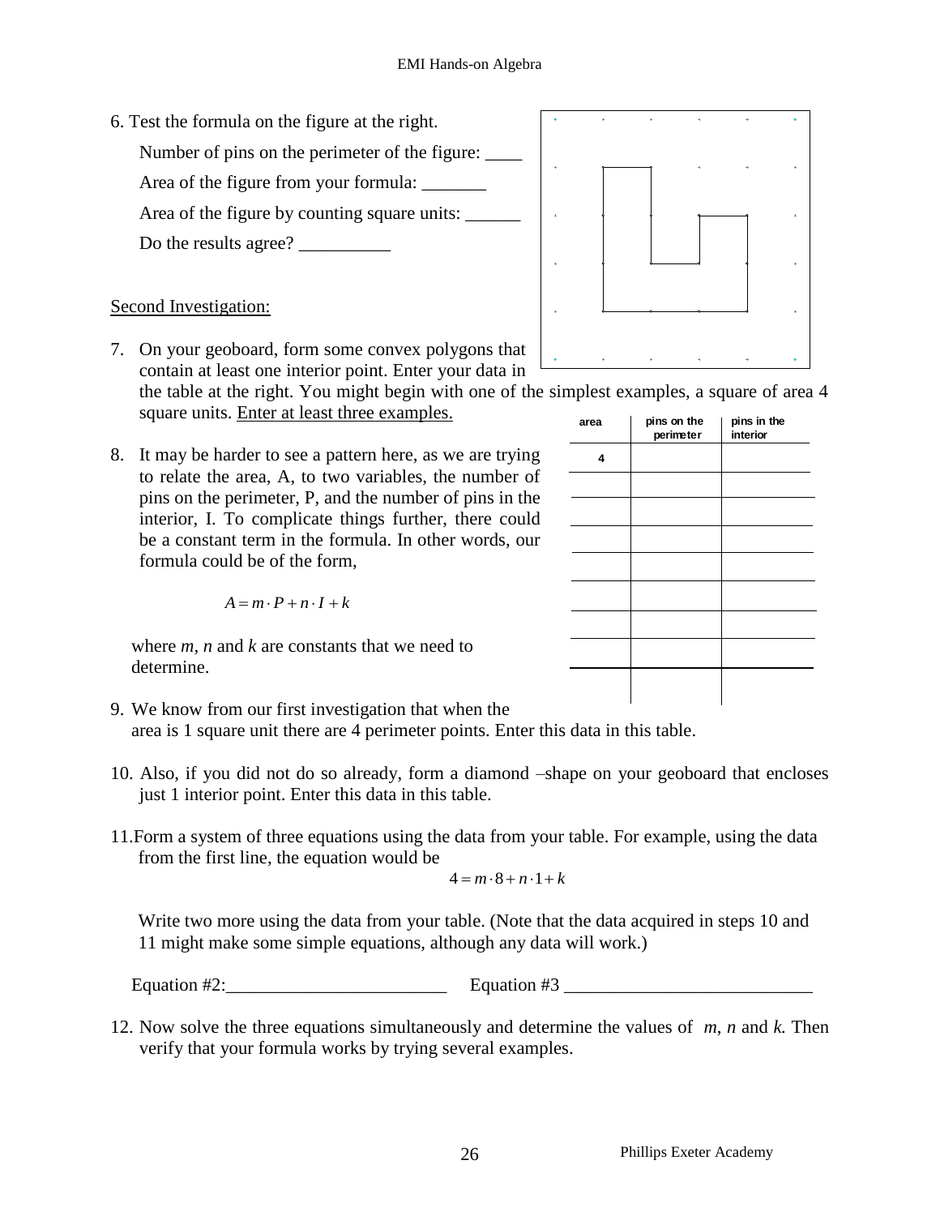6. Test the formula on the figure at the right.

   Number of pins on the perimeter of the figure: ____

   Area of the figure from your formula: _______

   Area of the figure by counting square units: ______

   Do the results agree? __________

Second Investigation:

7. On your geoboard, form some convex polygons that contain at least one interior point. Enter your data in the table at the right. You might begin with one of the simplest examples, a square of area 4 square units. Enter at least three examples.

8. It may be harder to see a pattern here, as we are trying to relate the area, A, to two variables, the number of pins on the perimeter, P, and the number of pins in the interior, I. To complicate things further, there could be a constant term in the formula. In other words, our formula could be of the form,

$$A = m \cdot P + n \cdot I + k$$

   where $m$, $n$ and $k$ are constants that we need to determine.

| area | pins on the perimeter | pins in the interior |
|---|---|---|
| 4 | | |
| | | |
| | | |
| | | |
| | | |
| | | |
| | | |
| | | |
| | | |

9. We know from our first investigation that when the area is 1 square unit there are 4 perimeter points. Enter this data in this table.

10. Also, if you did not do so already, form a diamond –shape on your geoboard that encloses just 1 interior point. Enter this data in this table.

11. Form a system of three equations using the data from your table. For example, using the data from the first line, the equation would be

$$4 = m \cdot 8 + n \cdot 1 + k$$

   Write two more using the data from your table. (Note that the data acquired in steps 10 and 11 might make some simple equations, although any data will work.)

   Equation #2:________________________ Equation #3 ___________________________

12. Now solve the three equations simultaneously and determine the values of $m$, $n$ and $k$. Then verify that your formula works by trying several examples.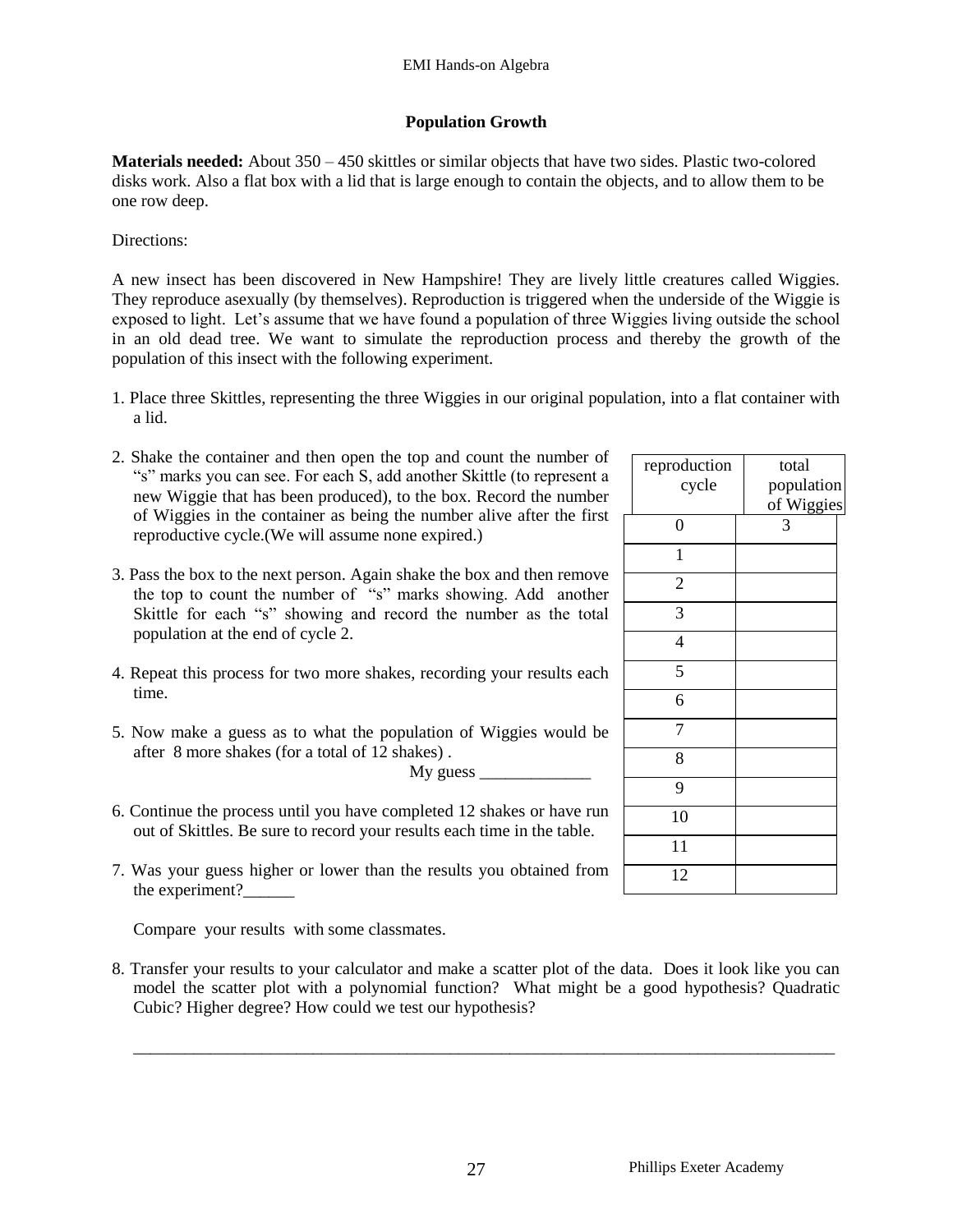## Population Growth

**Materials needed:** About 350 – 450 skittles or similar objects that have two sides. Plastic two-colored disks work. Also a flat box with a lid that is large enough to contain the objects, and to allow them to be one row deep.

Directions:

A new insect has been discovered in New Hampshire! They are lively little creatures called Wiggies. They reproduce asexually (by themselves). Reproduction is triggered when the underside of the Wiggie is exposed to light. Let's assume that we have found a population of three Wiggies living outside the school in an old dead tree. We want to simulate the reproduction process and thereby the growth of the population of this insect with the following experiment.

1. Place three Skittles, representing the three Wiggies in our original population, into a flat container with a lid.

2. Shake the container and then open the top and count the number of "s" marks you can see. For each S, add another Skittle (to represent a new Wiggie that has been produced), to the box. Record the number of Wiggies in the container as being the number alive after the first reproductive cycle.(We will assume none expired.)

3. Pass the box to the next person. Again shake the box and then remove the top to count the number of "s" marks showing. Add another Skittle for each "s" showing and record the number as the total population at the end of cycle 2.

4. Repeat this process for two more shakes, recording your results each time.

5. Now make a guess as to what the population of Wiggies would be after 8 more shakes (for a total of 12 shakes) .

   My guess _____________

6. Continue the process until you have completed 12 shakes or have run out of Skittles. Be sure to record your results each time in the table.

7. Was your guess higher or lower than the results you obtained from the experiment?______

   Compare your results with some classmates.

| reproduction cycle | total population of Wiggies |
|---|---|
| 0 | 3 |
| 1 | |
| 2 | |
| 3 | |
| 4 | |
| 5 | |
| 6 | |
| 7 | |
| 8 | |
| 9 | |
| 10 | |
| 11 | |
| 12 | |

8. Transfer your results to your calculator and make a scatter plot of the data. Does it look like you can model the scatter plot with a polynomial function? What might be a good hypothesis? Quadratic Cubic? Higher degree? How could we test our hypothesis?

   ________________________________________________________________________________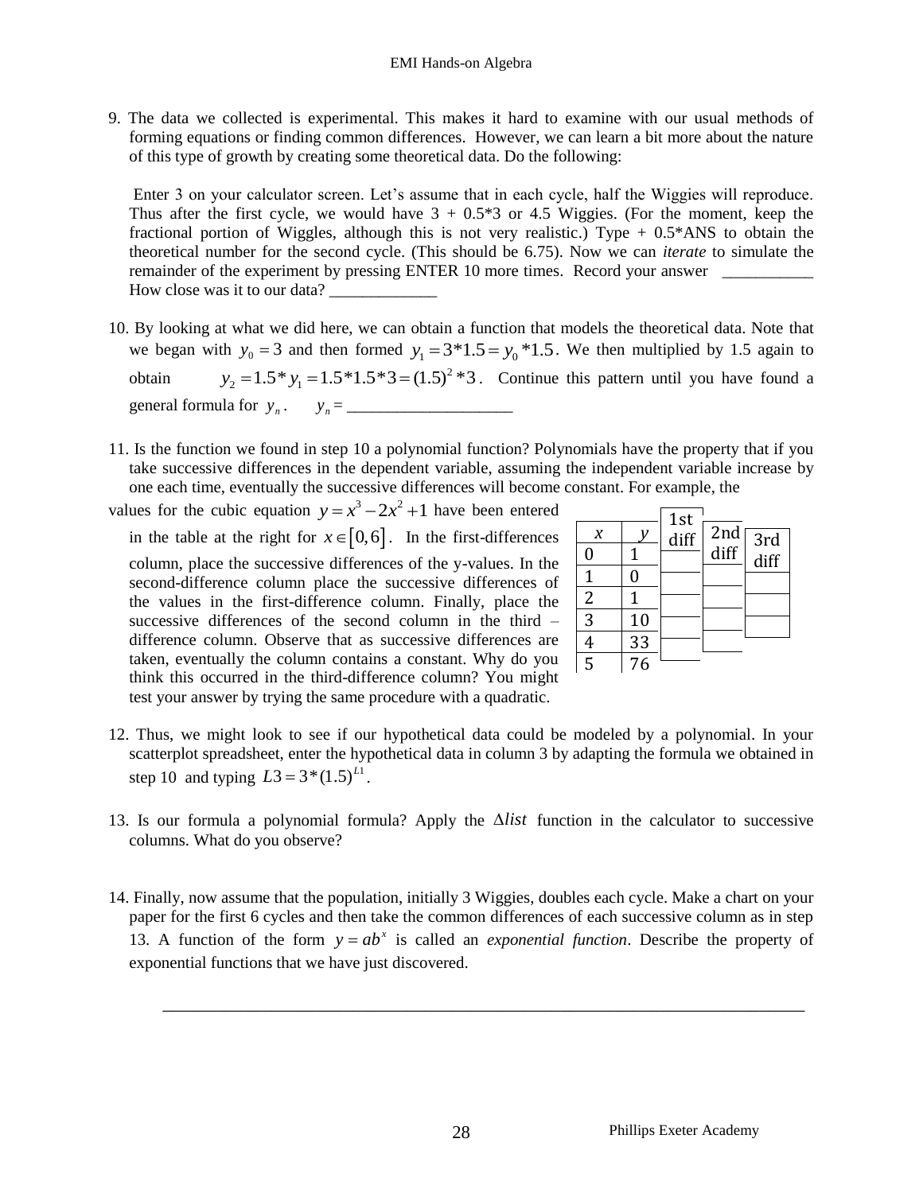9. The data we collected is experimental. This makes it hard to examine with our usual methods of forming equations or finding common differences. However, we can learn a bit more about the nature of this type of growth by creating some theoretical data. Do the following:

   Enter 3 on your calculator screen. Let's assume that in each cycle, half the Wiggies will reproduce. Thus after the first cycle, we would have 3 + 0.5*3 or 4.5 Wiggies. (For the moment, keep the fractional portion of Wiggles, although this is not very realistic.) Type + 0.5*ANS to obtain the theoretical number for the second cycle. (This should be 6.75). Now we can *iterate* to simulate the remainder of the experiment by pressing ENTER 10 more times. Record your answer \_\_\_\_\_\_\_\_\_\_\_ How close was it to our data? \_\_\_\_\_\_\_\_\_\_\_\_\_

10. By looking at what we did here, we can obtain a function that models the theoretical data. Note that we began with $y_0 = 3$ and then formed $y_1 = 3*1.5 = y_0*1.5$. We then multiplied by 1.5 again to obtain $y_2 = 1.5*y_1 = 1.5*1.5*3 = (1.5)^2*3$. Continue this pattern until you have found a general formula for $y_n$. $y_n$ = \_\_\_\_\_\_\_\_\_\_\_\_\_\_\_\_\_\_\_\_

11. Is the function we found in step 10 a polynomial function? Polynomials have the property that if you take successive differences in the dependent variable, assuming the independent variable increase by one each time, eventually the successive differences will become constant. For example, the values for the cubic equation $y = x^3 - 2x^2 + 1$ have been entered in the table at the right for $x \in [0,6]$. In the first-differences column, place the successive differences of the y-values. In the second-difference column place the successive differences of the values in the first-difference column. Finally, place the successive differences of the second column in the third – difference column. Observe that as successive differences are taken, eventually the column contains a constant. Why do you think this occurred in the third-difference column? You might test your answer by trying the same procedure with a quadratic.

| $x$ | $y$ | 1st diff | 2nd diff | 3rd diff |
|---|---|---|---|---|
| 0 | 1 | | | |
| 1 | 0 | | | |
| 2 | 1 | | | |
| 3 | 10 | | | |
| 4 | 33 | | | |
| 5 | 76 | | | |

12. Thus, we might look to see if our hypothetical data could be modeled by a polynomial. In your scatterplot spreadsheet, enter the hypothetical data in column 3 by adapting the formula we obtained in step 10 and typing $L3 = 3*(1.5)^{L1}$.

13. Is our formula a polynomial formula? Apply the $\Delta list$ function in the calculator to successive columns. What do you observe?

14. Finally, now assume that the population, initially 3 Wiggies, doubles each cycle. Make a chart on your paper for the first 6 cycles and then take the common differences of each successive column as in step 13. A function of the form $y = ab^x$ is called an *exponential function*. Describe the property of exponential functions that we have just discovered.

\_\_\_\_\_\_\_\_\_\_\_\_\_\_\_\_\_\_\_\_\_\_\_\_\_\_\_\_\_\_\_\_\_\_\_\_\_\_\_\_\_\_\_\_\_\_\_\_\_\_\_\_\_\_\_\_\_\_\_\_\_\_\_\_\_\_\_\_\_\_\_\_\_\_\_\_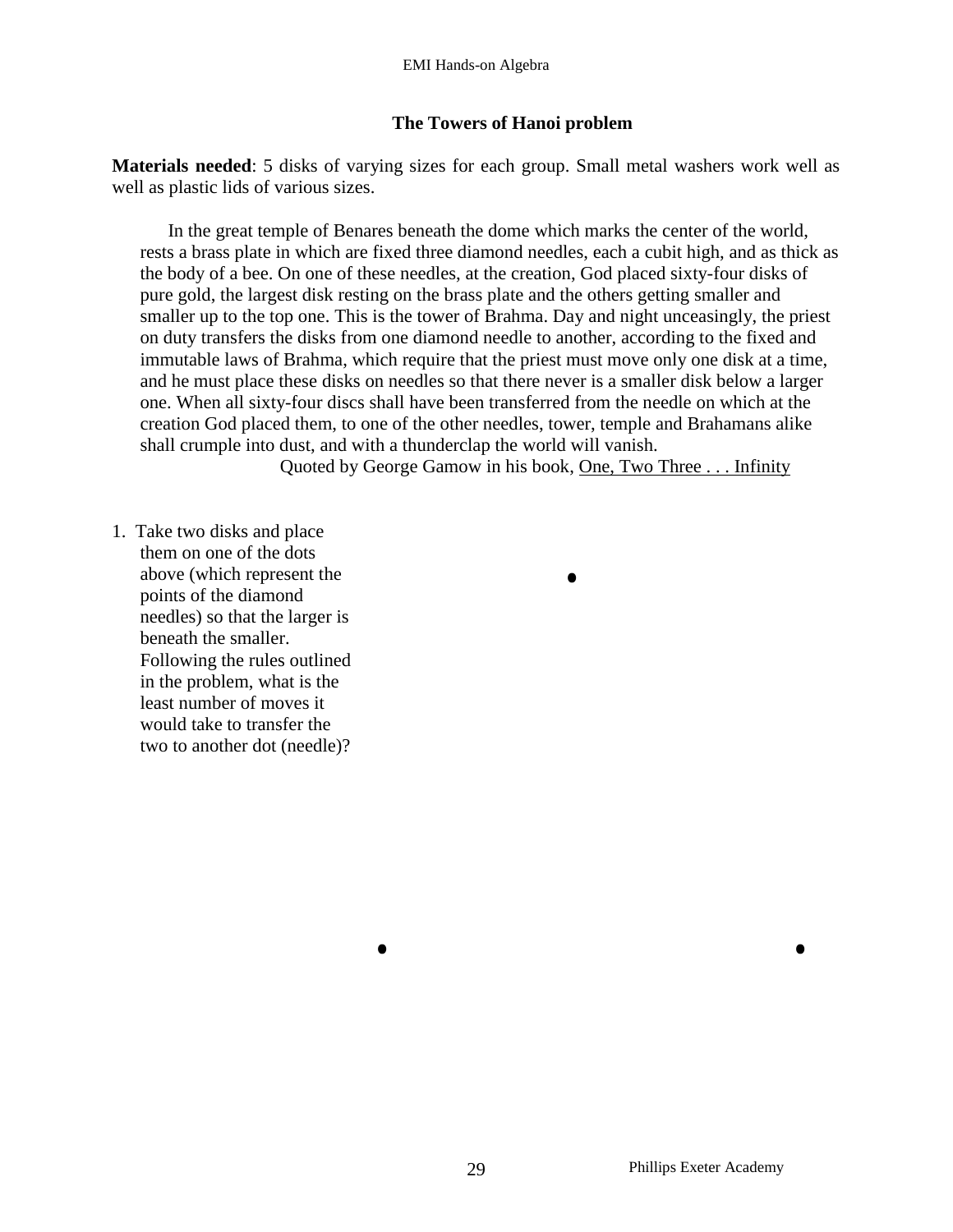### The Towers of Hanoi problem

**Materials needed**: 5 disks of varying sizes for each group. Small metal washers work well as well as plastic lids of various sizes.

> In the great temple of Benares beneath the dome which marks the center of the world, rests a brass plate in which are fixed three diamond needles, each a cubit high, and as thick as the body of a bee. On one of these needles, at the creation, God placed sixty-four disks of pure gold, the largest disk resting on the brass plate and the others getting smaller and smaller up to the top one. This is the tower of Brahma. Day and night unceasingly, the priest on duty transfers the disks from one diamond needle to another, according to the fixed and immutable laws of Brahma, which require that the priest must move only one disk at a time, and he must place these disks on needles so that there never is a smaller disk below a larger one. When all sixty-four discs shall have been transferred from the needle on which at the creation God placed them, to one of the other needles, tower, temple and Brahamans alike shall crumple into dust, and with a thunderclap the world will vanish.
>
> Quoted by George Gamow in his book, One, Two Three . . . Infinity

1. Take two disks and place them on one of the dots above (which represent the points of the diamond needles) so that the larger is beneath the smaller. Following the rules outlined in the problem, what is the least number of moves it would take to transfer the two to another dot (needle)?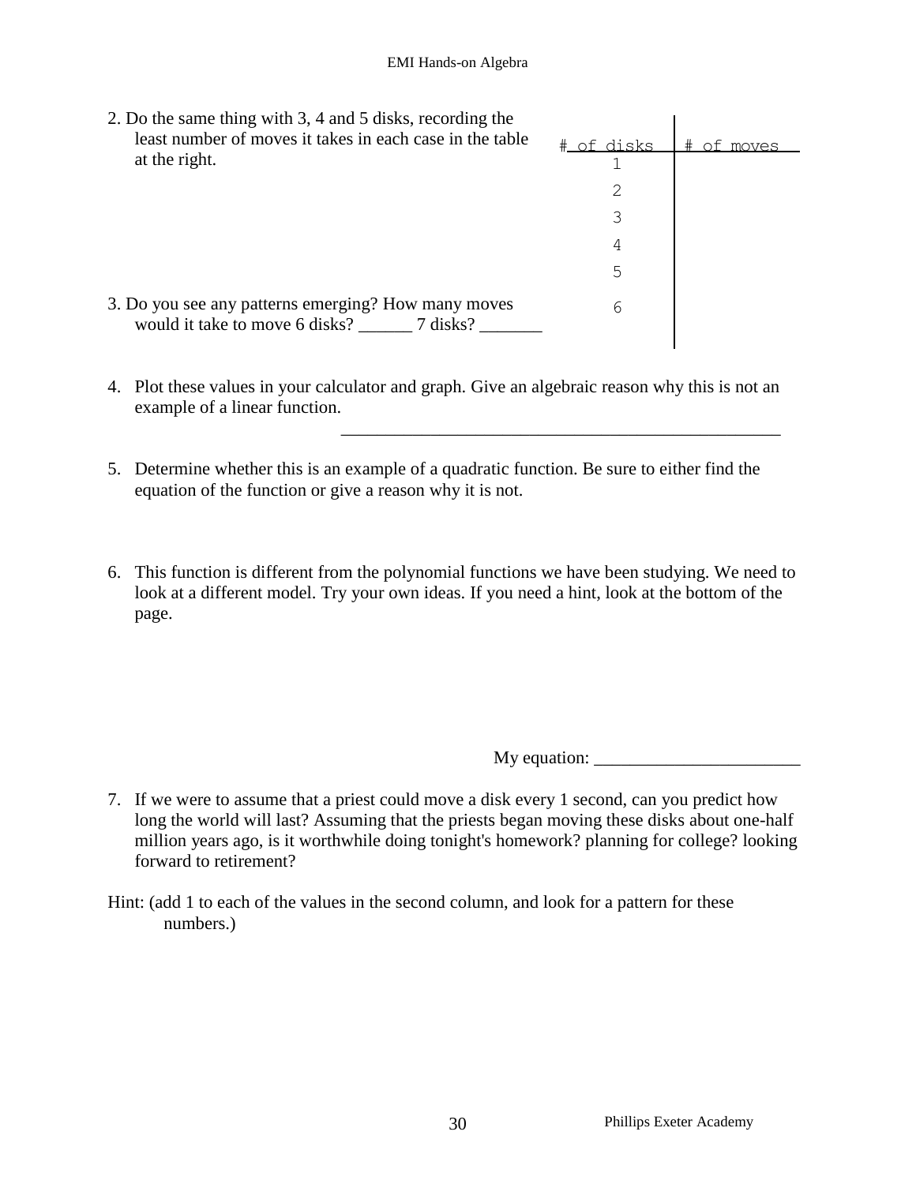2. Do the same thing with 3, 4 and 5 disks, recording the least number of moves it takes in each case in the table at the right.

| # of disks | # of moves |
|---|---|
| 1 | |
| 2 | |
| 3 | |
| 4 | |
| 5 | |
| 6 | |

3. Do you see any patterns emerging? How many moves would it take to move 6 disks? ______ 7 disks? _______

4. Plot these values in your calculator and graph. Give an algebraic reason why this is not an example of a linear function.

   ___________________________________________________

5. Determine whether this is an example of a quadratic function. Be sure to either find the equation of the function or give a reason why it is not.

6. This function is different from the polynomial functions we have been studying. We need to look at a different model. Try your own ideas. If you need a hint, look at the bottom of the page.

   My equation: _______________________

7. If we were to assume that a priest could move a disk every 1 second, can you predict how long the world will last? Assuming that the priests began moving these disks about one-half million years ago, is it worthwhile doing tonight's homework? planning for college? looking forward to retirement?

Hint: (add 1 to each of the values in the second column, and look for a pattern for these numbers.)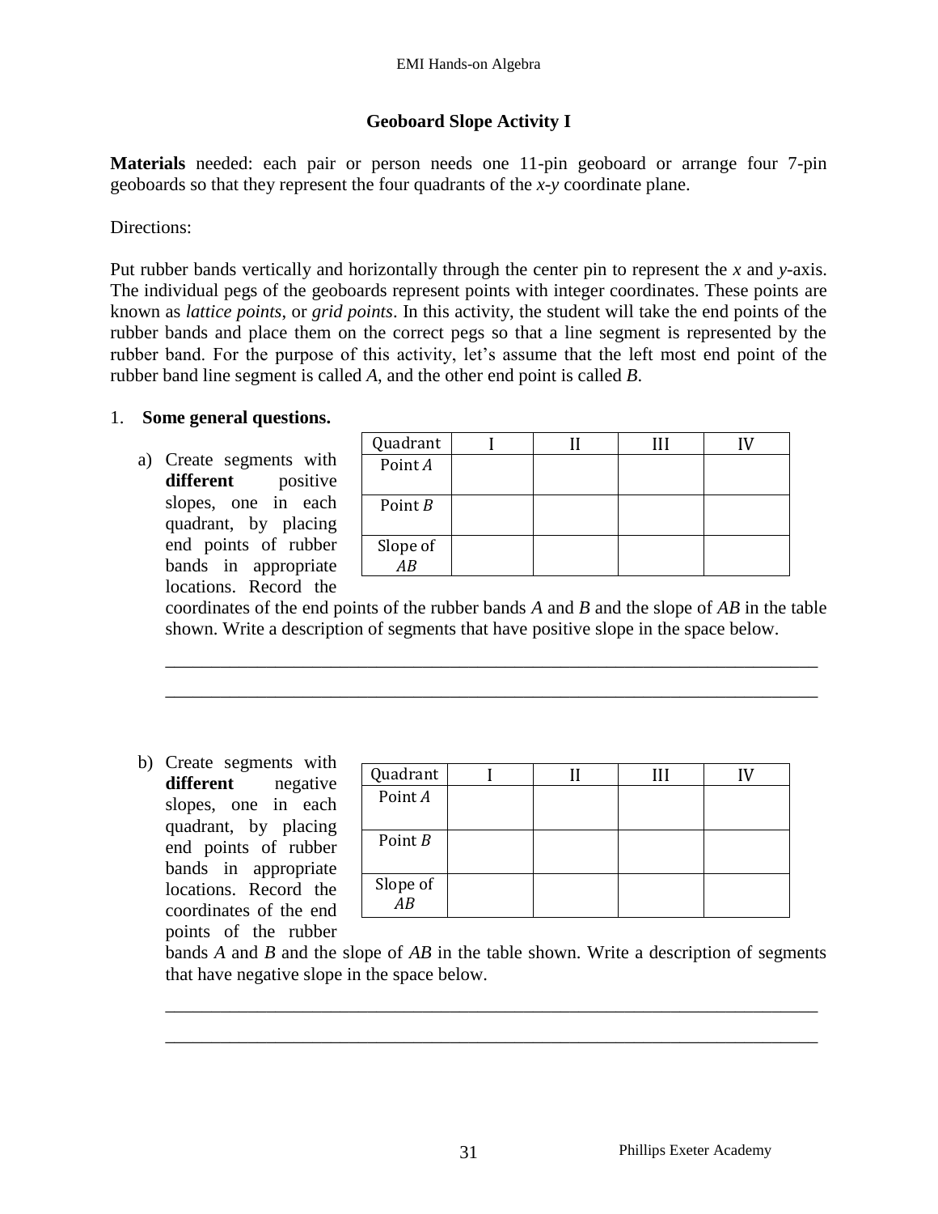## Geoboard Slope Activity I

**Materials** needed: each pair or person needs one 11-pin geoboard or arrange four 7-pin geoboards so that they represent the four quadrants of the *x*-*y* coordinate plane.

Directions:

Put rubber bands vertically and horizontally through the center pin to represent the *x* and *y*-axis. The individual pegs of the geoboards represent points with integer coordinates. These points are known as *lattice points*, or *grid points*. In this activity, the student will take the end points of the rubber bands and place them on the correct pegs so that a line segment is represented by the rubber band. For the purpose of this activity, let's assume that the left most end point of the rubber band line segment is called *A*, and the other end point is called *B*.

1. **Some general questions.**

a) Create segments with **different** positive slopes, one in each quadrant, by placing end points of rubber bands in appropriate locations. Record the coordinates of the end points of the rubber bands *A* and *B* and the slope of *AB* in the table shown. Write a description of segments that have positive slope in the space below.

| Quadrant | I | II | III | IV |
|---|---|---|---|---|
| Point *A* | | | | |
| Point *B* | | | | |
| Slope of *AB* | | | | |

\_\_\_\_\_\_\_\_\_\_\_\_\_\_\_\_\_\_\_\_\_\_\_\_\_\_\_\_\_\_\_\_\_\_\_\_\_\_\_\_\_\_\_\_\_\_\_\_\_\_\_\_\_\_\_\_\_\_\_\_\_\_\_\_\_\_\_\_\_\_

\_\_\_\_\_\_\_\_\_\_\_\_\_\_\_\_\_\_\_\_\_\_\_\_\_\_\_\_\_\_\_\_\_\_\_\_\_\_\_\_\_\_\_\_\_\_\_\_\_\_\_\_\_\_\_\_\_\_\_\_\_\_\_\_\_\_\_\_\_\_

b) Create segments with **different** negative slopes, one in each quadrant, by placing end points of rubber bands in appropriate locations. Record the coordinates of the end points of the rubber bands *A* and *B* and the slope of *AB* in the table shown. Write a description of segments that have negative slope in the space below.

| Quadrant | I | II | III | IV |
|---|---|---|---|---|
| Point *A* | | | | |
| Point *B* | | | | |
| Slope of *AB* | | | | |

\_\_\_\_\_\_\_\_\_\_\_\_\_\_\_\_\_\_\_\_\_\_\_\_\_\_\_\_\_\_\_\_\_\_\_\_\_\_\_\_\_\_\_\_\_\_\_\_\_\_\_\_\_\_\_\_\_\_\_\_\_\_\_\_\_\_\_\_\_\_

\_\_\_\_\_\_\_\_\_\_\_\_\_\_\_\_\_\_\_\_\_\_\_\_\_\_\_\_\_\_\_\_\_\_\_\_\_\_\_\_\_\_\_\_\_\_\_\_\_\_\_\_\_\_\_\_\_\_\_\_\_\_\_\_\_\_\_\_\_\_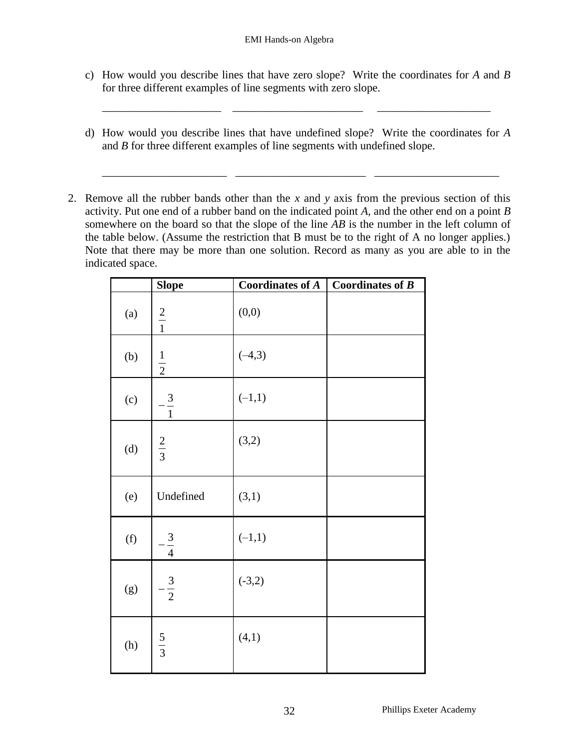c) How would you describe lines that have zero slope? Write the coordinates for $A$ and $B$ for three different examples of line segments with zero slope.

_____________________ _______________________ ____________________

d) How would you describe lines that have undefined slope? Write the coordinates for $A$ and $B$ for three different examples of line segments with undefined slope.

______________________ _____________________ _____________________

2. Remove all the rubber bands other than the $x$ and $y$ axis from the previous section of this activity. Put one end of a rubber band on the indicated point $A$, and the other end on a point $B$ somewhere on the board so that the slope of the line $AB$ is the number in the left column of the table below. (Assume the restriction that B must be to the right of A no longer applies.) Note that there may be more than one solution. Record as many as you are able to in the indicated space.

| | **Slope** | **Coordinates of *A*** | **Coordinates of *B*** |
|---|---|---|---|
| (a) | $\frac{2}{1}$ | (0,0) | |
| (b) | $\frac{1}{2}$ | (–4,3) | |
| (c) | $-\frac{3}{1}$ | (–1,1) | |
| (d) | $\frac{2}{3}$ | (3,2) | |
| (e) | Undefined | (3,1) | |
| (f) | $-\frac{3}{4}$ | (–1,1) | |
| (g) | $-\frac{3}{2}$ | (-3,2) | |
| (h) | $\frac{5}{3}$ | (4,1) | |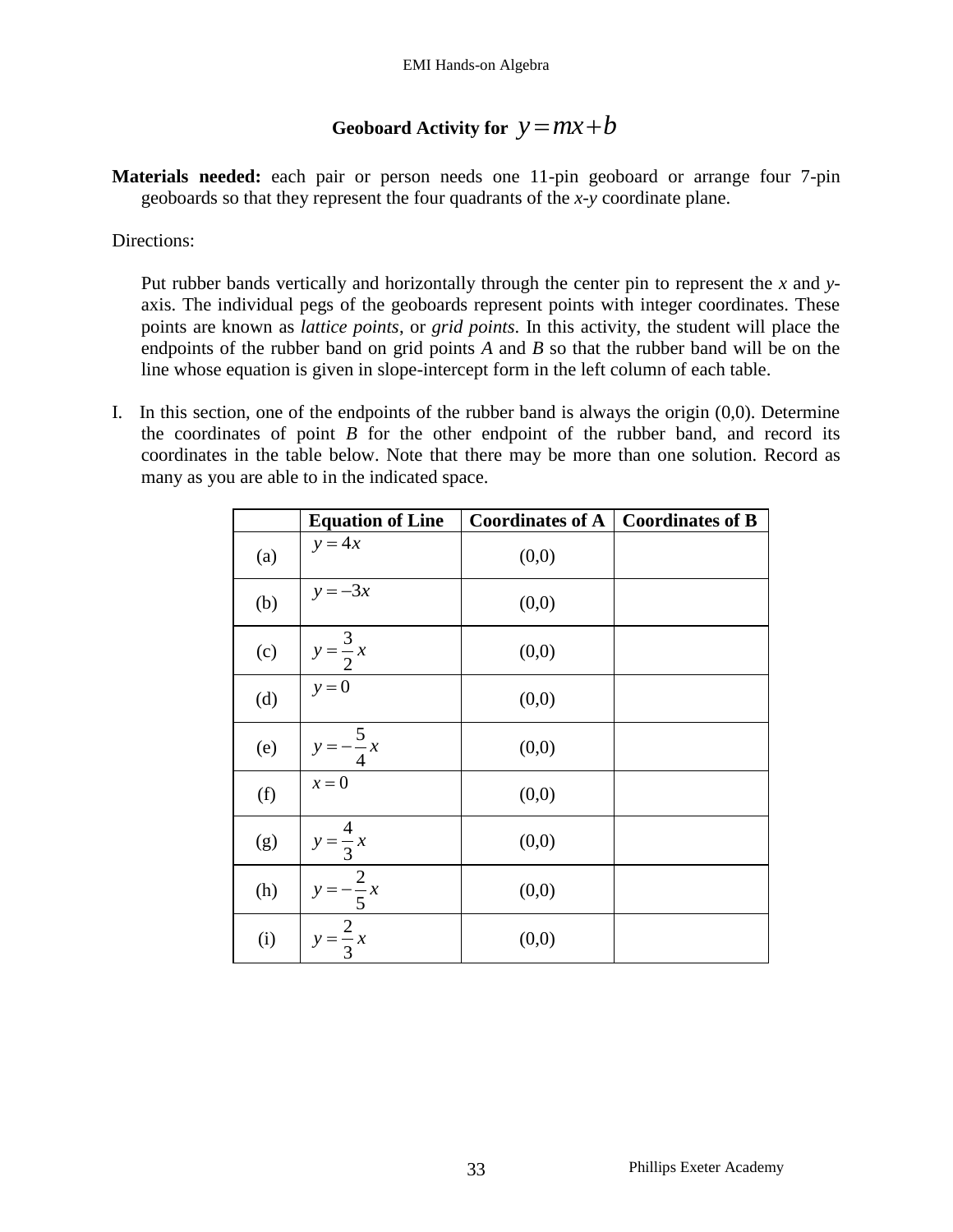# Geoboard Activity for $y = mx + b$

**Materials needed:** each pair or person needs one 11-pin geoboard or arrange four 7-pin geoboards so that they represent the four quadrants of the *x*-*y* coordinate plane.

Directions:

Put rubber bands vertically and horizontally through the center pin to represent the *x* and *y*-axis. The individual pegs of the geoboards represent points with integer coordinates. These points are known as *lattice points*, or *grid points*. In this activity, the student will place the endpoints of the rubber band on grid points *A* and *B* so that the rubber band will be on the line whose equation is given in slope-intercept form in the left column of each table.

I. In this section, one of the endpoints of the rubber band is always the origin (0,0). Determine the coordinates of point *B* for the other endpoint of the rubber band, and record its coordinates in the table below. Note that there may be more than one solution. Record as many as you are able to in the indicated space.

| | **Equation of Line** | **Coordinates of A** | **Coordinates of B** |
|---|---|---|---|
| (a) | $y = 4x$ | (0,0) | |
| (b) | $y = -3x$ | (0,0) | |
| (c) | $y = \frac{3}{2}x$ | (0,0) | |
| (d) | $y = 0$ | (0,0) | |
| (e) | $y = -\frac{5}{4}x$ | (0,0) | |
| (f) | $x = 0$ | (0,0) | |
| (g) | $y = \frac{4}{3}x$ | (0,0) | |
| (h) | $y = -\frac{2}{5}x$ | (0,0) | |
| (i) | $y = \frac{2}{3}x$ | (0,0) | |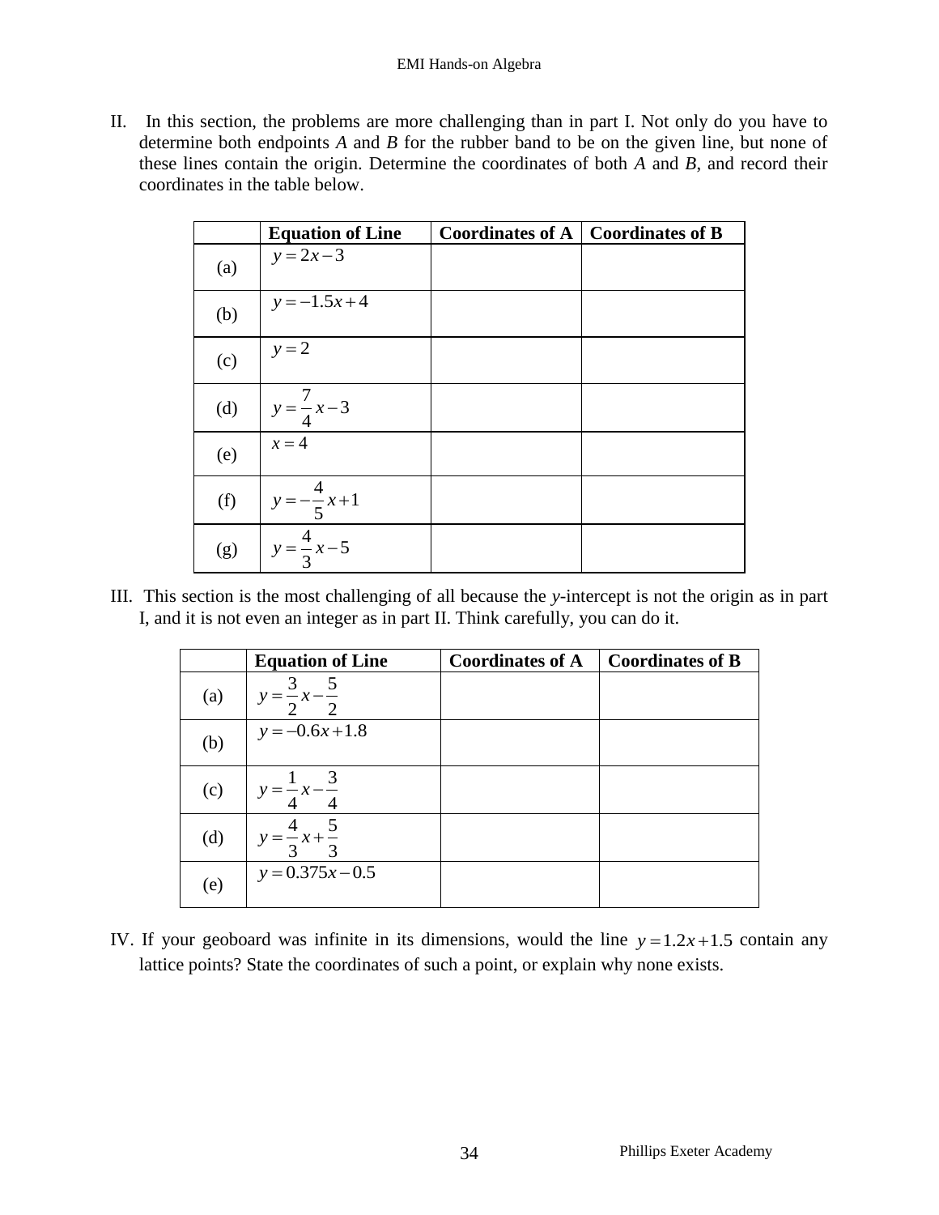II. In this section, the problems are more challenging than in part I. Not only do you have to determine both endpoints *A* and *B* for the rubber band to be on the given line, but none of these lines contain the origin. Determine the coordinates of both *A* and *B*, and record their coordinates in the table below.

| | Equation of Line | Coordinates of A | Coordinates of B |
|---|---|---|---|
| (a) | $y = 2x - 3$ | | |
| (b) | $y = -1.5x + 4$ | | |
| (c) | $y = 2$ | | |
| (d) | $y = \frac{7}{4}x - 3$ | | |
| (e) | $x = 4$ | | |
| (f) | $y = -\frac{4}{5}x + 1$ | | |
| (g) | $y = \frac{4}{3}x - 5$ | | |

III. This section is the most challenging of all because the *y*-intercept is not the origin as in part I, and it is not even an integer as in part II. Think carefully, you can do it.

| | Equation of Line | Coordinates of A | Coordinates of B |
|---|---|---|---|
| (a) | $y = \frac{3}{2}x - \frac{5}{2}$ | | |
| (b) | $y = -0.6x + 1.8$ | | |
| (c) | $y = \frac{1}{4}x - \frac{3}{4}$ | | |
| (d) | $y = \frac{4}{3}x + \frac{5}{3}$ | | |
| (e) | $y = 0.375x - 0.5$ | | |

IV. If your geoboard was infinite in its dimensions, would the line $y = 1.2x + 1.5$ contain any lattice points? State the coordinates of such a point, or explain why none exists.